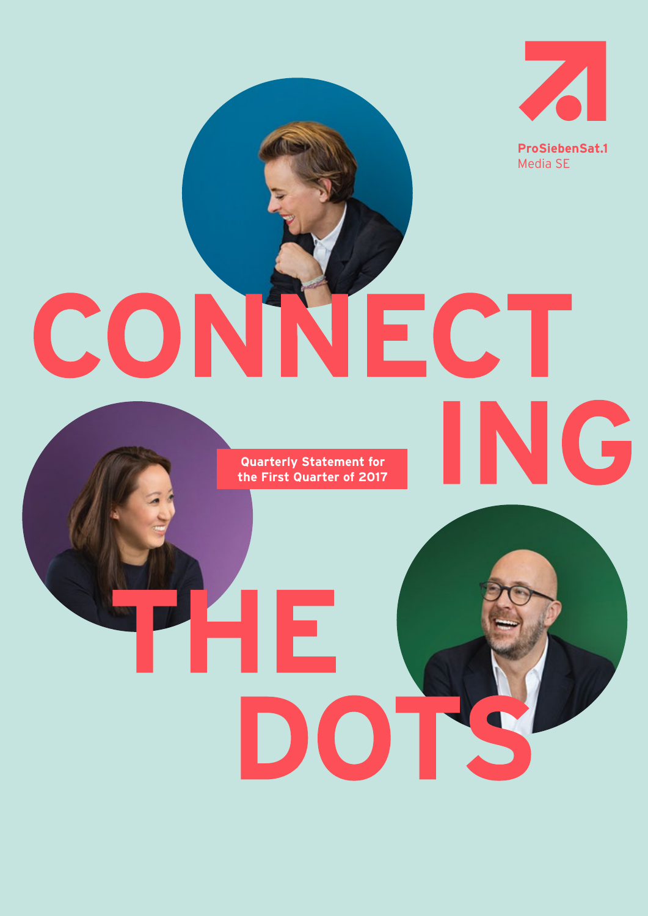ProSiebenSat.1 Media SE

# CONNECTING THE DOTS

Quarterly Statement for the First Quarter of 2017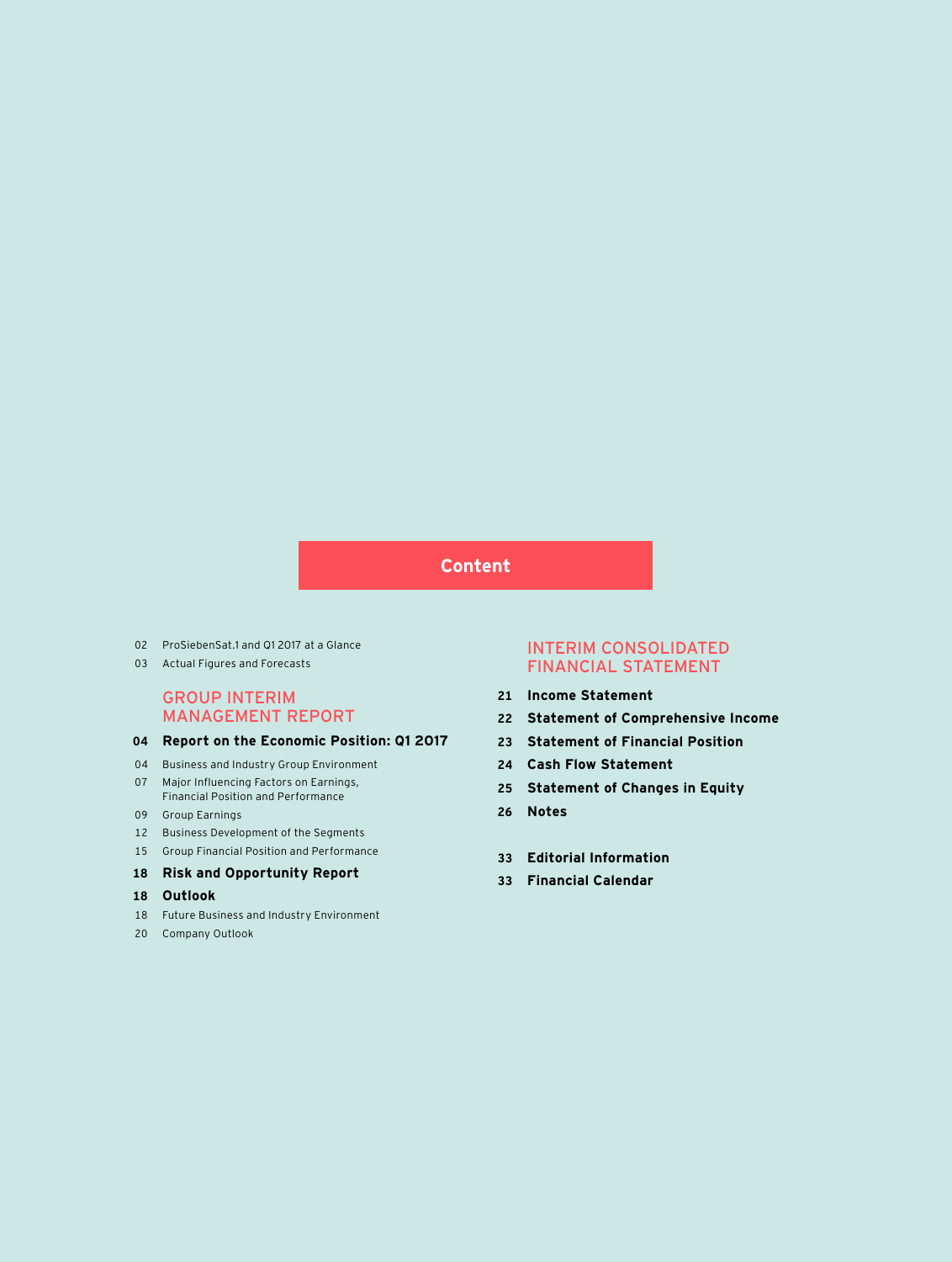# Content

02 ProSiebenSat.1 and Q1 2017 at a Glance

03 Actual Figures and Forecasts

## GROUP INTERIM MANAGEMENT REPORT

**04 Report on the Economic Position: Q1 2017**

04 Business and Industry Group Environment

07 Major Influencing Factors on Earnings, Financial Position and Performance

09 Group Earnings

12 Business Development of the Segments

15 Group Financial Position and Performance

**18 Risk and Opportunity Report**

**18 Outlook**

18 Future Business and Industry Environment

20 Company Outlook

## INTERIM CONSOLIDATED FINANCIAL STATEMENT

**21 Income Statement**

**22 Statement of Comprehensive Income**

**23 Statement of Financial Position**

**24 Cash Flow Statement**

**25 Statement of Changes in Equity**

**26 Notes**

**33 Editorial Information**

**33 Financial Calendar**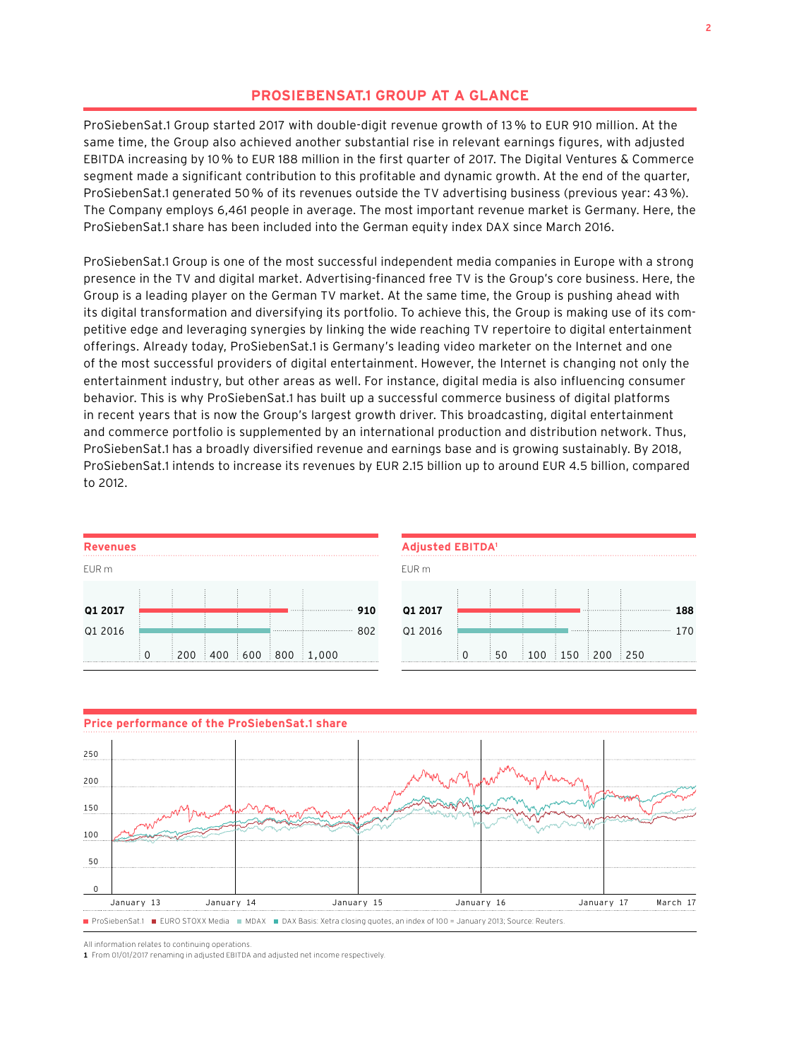## PROSIEBENSAT.1 GROUP AT A GLANCE

ProSiebenSat.1 Group started 2017 with double-digit revenue growth of 13 % to EUR 910 million. At the same time, the Group also achieved another substantial rise in relevant earnings figures, with adjusted EBITDA increasing by 10 % to EUR 188 million in the first quarter of 2017. The Digital Ventures & Commerce segment made a significant contribution to this profitable and dynamic growth. At the end of the quarter, ProSiebenSat.1 generated 50 % of its revenues outside the TV advertising business (previous year: 43 %). The Company employs 6,461 people in average. The most important revenue market is Germany. Here, the ProSiebenSat.1 share has been included into the German equity index DAX since March 2016.

ProSiebenSat.1 Group is one of the most successful independent media companies in Europe with a strong presence in the TV and digital market. Advertising-financed free TV is the Group's core business. Here, the Group is a leading player on the German TV market. At the same time, the Group is pushing ahead with its digital transformation and diversifying its portfolio. To achieve this, the Group is making use of its competitive edge and leveraging synergies by linking the wide reaching TV repertoire to digital entertainment offerings. Already today, ProSiebenSat.1 is Germany's leading video marketer on the Internet and one of the most successful providers of digital entertainment. However, the Internet is changing not only the entertainment industry, but other areas as well. For instance, digital media is also influencing consumer behavior. This is why ProSiebenSat.1 has built up a successful commerce business of digital platforms in recent years that is now the Group's largest growth driver. This broadcasting, digital entertainment and commerce portfolio is supplemented by an international production and distribution network. Thus, ProSiebenSat.1 has a broadly diversified revenue and earnings base and is growing sustainably. By 2018, ProSiebenSat.1 intends to increase its revenues by EUR 2.15 billion up to around EUR 4.5 billion, compared to 2012.

### Revenues

EUR m

| | EUR m |
|---|---|
| **Q1 2017** | **910** |
| Q1 2016 | 802 |

### Adjusted EBITDA[1]

EUR m

| | EUR m |
|---|---|
| **Q1 2017** | **188** |
| Q1 2016 | 170 |

### Price performance of the ProSiebenSat.1 share

ProSiebenSat.1 ■ EURO STOXX Media ■ MDAX ■ DAX Basis: Xetra closing quotes, an index of 100 = January 2013; Source: Reuters.

All information relates to continuing operations.

1 From 01/01/2017 renaming in adjusted EBITDA and adjusted net income respectively.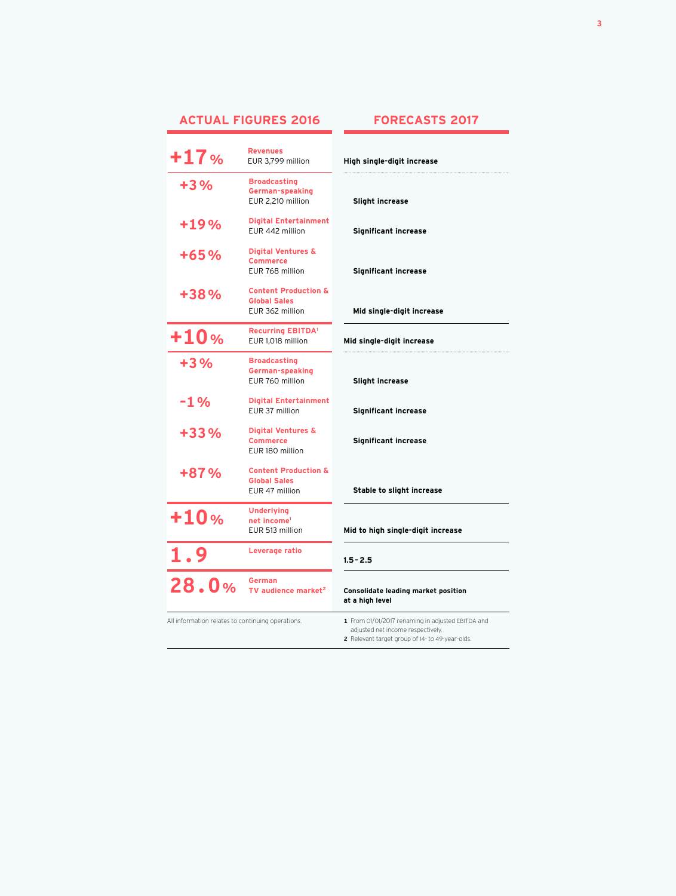| ACTUAL FIGURES 2016 | | FORECASTS 2017 |
|---|---|---|
| **+17 %** | **Revenues** EUR 3,799 million | **High single-digit increase** |
| +3 % | **Broadcasting German-speaking** EUR 2,210 million | **Slight increase** |
| +19 % | **Digital Entertainment** EUR 442 million | **Significant increase** |
| +65 % | **Digital Ventures & Commerce** EUR 768 million | **Significant increase** |
| +38 % | **Content Production & Global Sales** EUR 362 million | **Mid single-digit increase** |
| **+10 %** | **Recurring EBITDA**[1] EUR 1,018 million | **Mid single-digit increase** |
| +3 % | **Broadcasting German-speaking** EUR 760 million | **Slight increase** |
| -1 % | **Digital Entertainment** EUR 37 million | **Significant increase** |
| +33 % | **Digital Ventures & Commerce** EUR 180 million | **Significant increase** |
| +87 % | **Content Production & Global Sales** EUR 47 million | **Stable to slight increase** |
| **+10 %** | **Underlying net income**[1] EUR 513 million | **Mid to high single-digit increase** |
| **1.9** | **Leverage ratio** | **1.5 – 2.5** |
| **28.0 %** | **German TV audience market**[2] | **Consolidate leading market position at a high level** |

All information relates to continuing operations.

1 From 01/01/2017 renaming in adjusted EBITDA and adjusted net income respectively.
2 Relevant target group of 14- to 49-year-olds.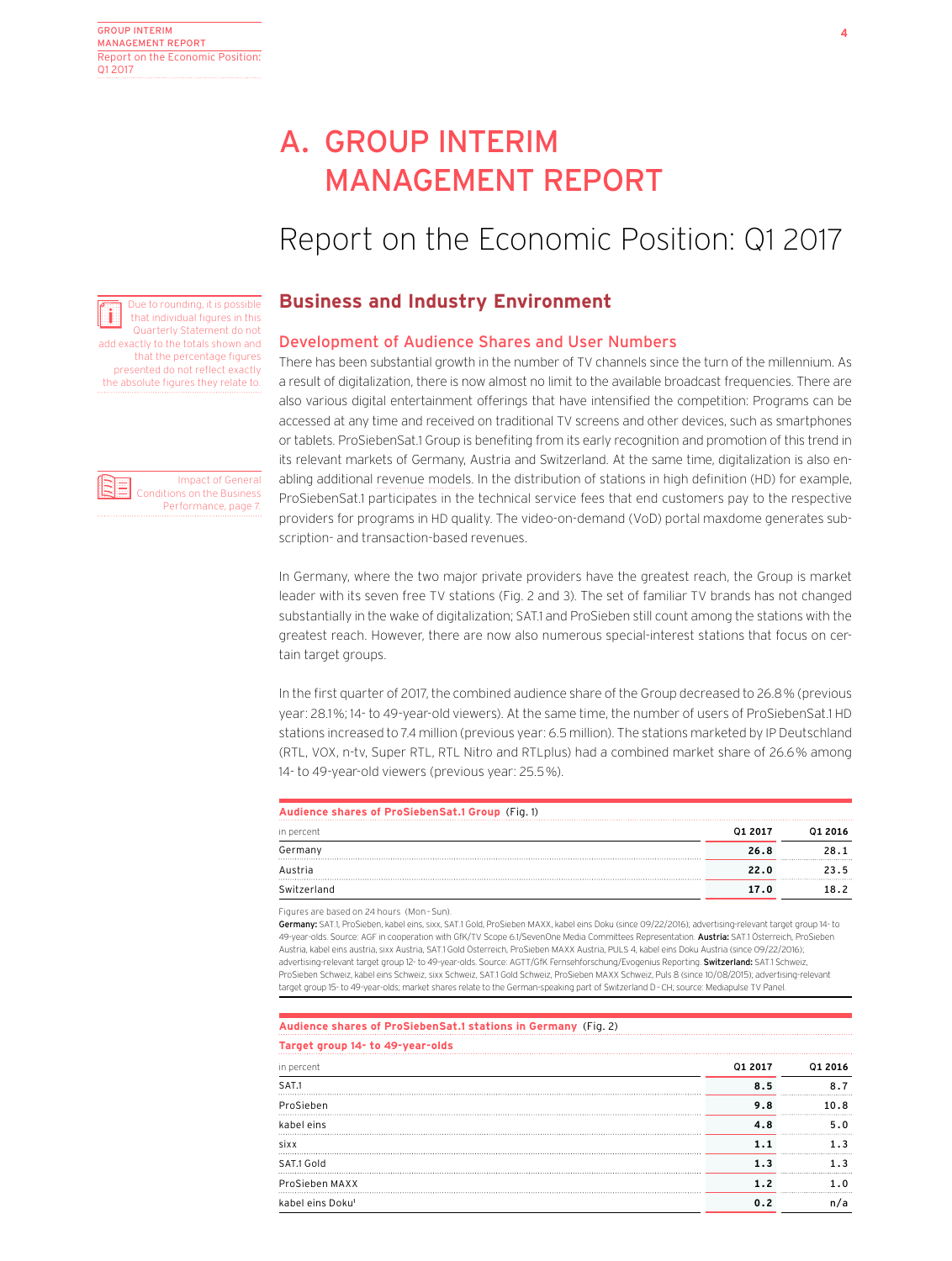# A. GROUP INTERIM MANAGEMENT REPORT

## Report on the Economic Position: Q1 2017

Due to rounding, it is possible that individual figures in this Quarterly Statement do not add exactly to the totals shown and that the percentage figures presented do not reflect exactly the absolute figures they relate to.

### Business and Industry Environment

#### Development of Audience Shares and User Numbers

There has been substantial growth in the number of TV channels since the turn of the millennium. As a result of digitalization, there is now almost no limit to the available broadcast frequencies. There are also various digital entertainment offerings that have intensified the competition: Programs can be accessed at any time and received on traditional TV screens and other devices, such as smartphones or tablets. ProSiebenSat.1 Group is benefiting from its early recognition and promotion of this trend in its relevant markets of Germany, Austria and Switzerland. At the same time, digitalization is also enabling additional revenue models. In the distribution of stations in high definition (HD) for example, ProSiebenSat.1 participates in the technical service fees that end customers pay to the respective providers for programs in HD quality. The video-on-demand (VoD) portal maxdome generates subscription- and transaction-based revenues.

Impact of General Conditions on the Business Performance, page 7.

In Germany, where the two major private providers have the greatest reach, the Group is market leader with its seven free TV stations (Fig. 2 and 3). The set of familiar TV brands has not changed substantially in the wake of digitalization; SAT.1 and ProSieben still count among the stations with the greatest reach. However, there are now also numerous special-interest stations that focus on certain target groups.

In the first quarter of 2017, the combined audience share of the Group decreased to 26.8% (previous year: 28.1%; 14- to 49-year-old viewers). At the same time, the number of users of ProSiebenSat.1 HD stations increased to 7.4 million (previous year: 6.5 million). The stations marketed by IP Deutschland (RTL, VOX, n-tv, Super RTL, RTL Nitro and RTLplus) had a combined market share of 26.6% among 14- to 49-year-old viewers (previous year: 25.5%).

**Audience shares of ProSiebenSat.1 Group** (Fig. 1)

| in percent | Q1 2017 | Q1 2016 |
|---|---|---|
| Germany | **26.8** | 28.1 |
| Austria | **22.0** | 23.5 |
| Switzerland | **17.0** | 18.2 |

Figures are based on 24 hours (Mon–Sun).
**Germany:** SAT.1, ProSieben, kabel eins, sixx, SAT.1 Gold, ProSieben MAXX, kabel eins Doku (since 09/22/2016); advertising-relevant target group 14- to 49-year-olds. Source: AGF in cooperation with GfK/TV Scope 6.1/SevenOne Media Committees Representation. **Austria:** SAT.1 Österreich, ProSieben Austria, kabel eins austria, sixx Austria, SAT.1 Gold Österreich, ProSieben MAXX Austria, PULS 4, kabel eins Doku Austria (since 09/22/2016); advertising-relevant target group 12- to 49-year-olds. Source: AGTT/GfK Fernsehforschung/Evogenius Reporting. **Switzerland:** SAT.1 Schweiz, ProSieben Schweiz, kabel eins Schweiz, sixx Schweiz, SAT.1 Gold Schweiz, ProSieben MAXX Schweiz, Puls 8 (since 10/08/2015); advertising-relevant target group 15- to 49-year-olds; market shares relate to the German-speaking part of Switzerland D-CH; source: Mediapulse TV Panel.

**Audience shares of ProSiebenSat.1 stations in Germany** (Fig. 2)
**Target group 14- to 49-year-olds**

| in percent | Q1 2017 | Q1 2016 |
|---|---|---|
| SAT.1 | **8.5** | 8.7 |
| ProSieben | **9.8** | 10.8 |
| kabel eins | **4.8** | 5.0 |
| sixx | **1.1** | 1.3 |
| SAT.1 Gold | **1.3** | 1.3 |
| ProSieben MAXX | **1.2** | 1.0 |
| kabel eins Doku[1] | **0.2** | n/a |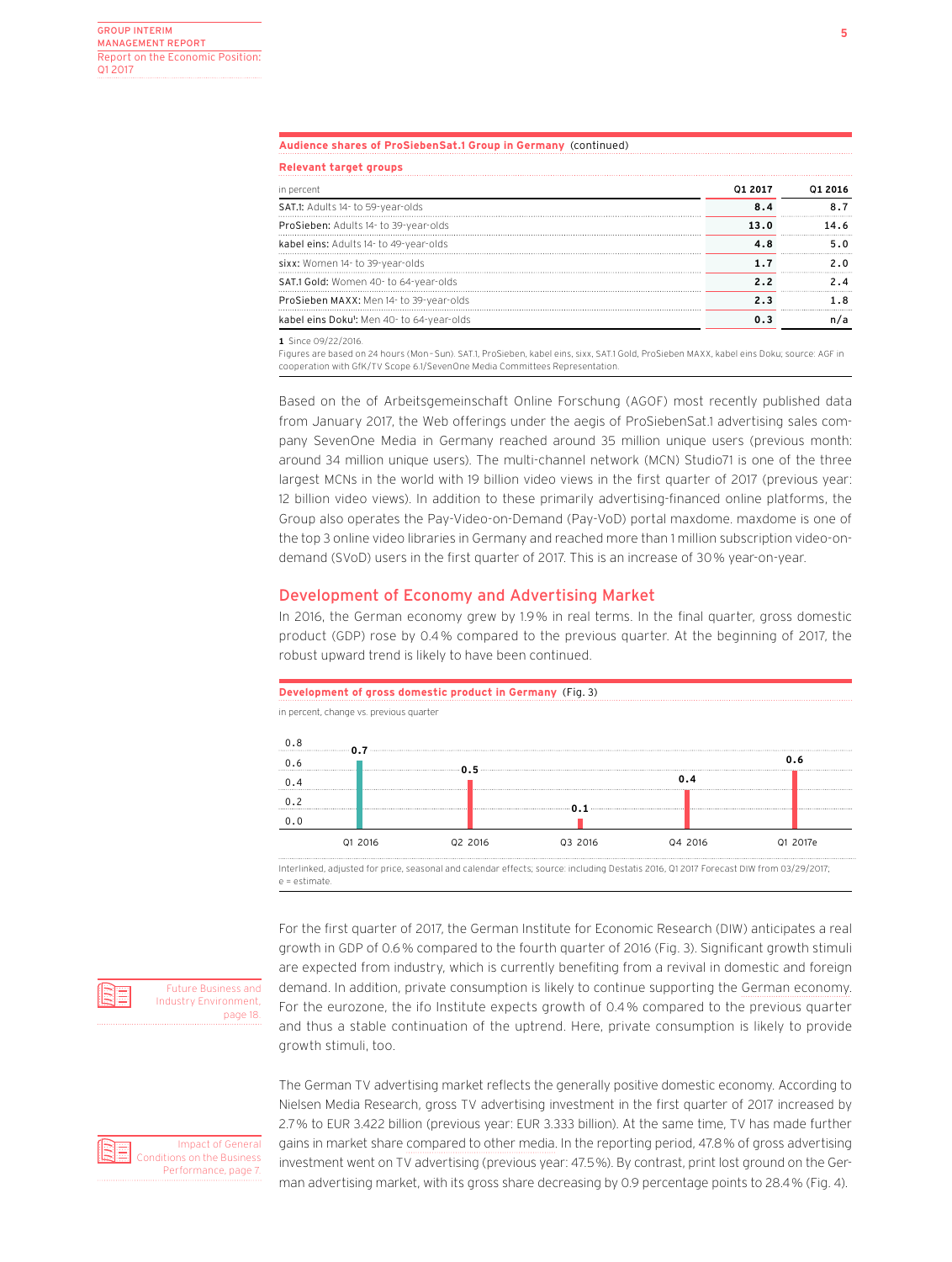**Audience shares of ProSiebenSat.1 Group in Germany** (continued)

**Relevant target groups**

| in percent | Q1 2017 | Q1 2016 |
|---|---|---|
| SAT.1: Adults 14- to 59-year-olds | 8.4 | 8.7 |
| ProSieben: Adults 14- to 39-year-olds | 13.0 | 14.6 |
| kabel eins: Adults 14- to 49-year-olds | 4.8 | 5.0 |
| sixx: Women 14- to 39-year-olds | 1.7 | 2.0 |
| SAT.1 Gold: Women 40- to 64-year-olds | 2.2 | 2.4 |
| ProSieben MAXX: Men 14- to 39-year-olds | 2.3 | 1.8 |
| kabel eins Doku[1]: Men 40- to 64-year-olds | 0.3 | n/a |

1 Since 09/22/2016.
Figures are based on 24 hours (Mon–Sun). SAT.1, ProSieben, kabel eins, sixx, SAT.1 Gold, ProSieben MAXX, kabel eins Doku; source: AGF in cooperation with GfK/TV Scope 6.1/SevenOne Media Committees Representation.

Based on the of Arbeitsgemeinschaft Online Forschung (AGOF) most recently published data from January 2017, the Web offerings under the aegis of ProSiebenSat.1 advertising sales company SevenOne Media in Germany reached around 35 million unique users (previous month: around 34 million unique users). The multi-channel network (MCN) Studio71 is one of the three largest MCNs in the world with 19 billion video views in the first quarter of 2017 (previous year: 12 billion video views). In addition to these primarily advertising-financed online platforms, the Group also operates the Pay-Video-on-Demand (Pay-VoD) portal maxdome. maxdome is one of the top 3 online video libraries in Germany and reached more than 1 million subscription video-on-demand (SVoD) users in the first quarter of 2017. This is an increase of 30% year-on-year.

## Development of Economy and Advertising Market

In 2016, the German economy grew by 1.9% in real terms. In the final quarter, gross domestic product (GDP) rose by 0.4% compared to the previous quarter. At the beginning of 2017, the robust upward trend is likely to have been continued.

**Development of gross domestic product in Germany** (Fig. 3)

in percent, change vs. previous quarter

| | Q1 2016 | Q2 2016 | Q3 2016 | Q4 2016 | Q1 2017e |
|---|---|---|---|---|---|
| Change vs. previous quarter | 0.7 | 0.5 | 0.1 | 0.4 | 0.6 |

Interlinked, adjusted for price, seasonal and calendar effects; source: including Destatis 2016, Q1 2017 Forecast DIW from 03/29/2017; e = estimate.

For the first quarter of 2017, the German Institute for Economic Research (DIW) anticipates a real growth in GDP of 0.6% compared to the fourth quarter of 2016 (Fig. 3). Significant growth stimuli are expected from industry, which is currently benefiting from a revival in domestic and foreign demand. In addition, private consumption is likely to continue supporting the German economy. For the eurozone, the ifo Institute expects growth of 0.4% compared to the previous quarter and thus a stable continuation of the uptrend. Here, private consumption is likely to provide growth stimuli, too.

Future Business and Industry Environment, page 18.

The German TV advertising market reflects the generally positive domestic economy. According to Nielsen Media Research, gross TV advertising investment in the first quarter of 2017 increased by 2.7% to EUR 3.422 billion (previous year: EUR 3.333 billion). At the same time, TV has made further gains in market share compared to other media. In the reporting period, 47.8% of gross advertising investment went on TV advertising (previous year: 47.5%). By contrast, print lost ground on the German advertising market, with its gross share decreasing by 0.9 percentage points to 28.4% (Fig. 4).

Impact of General Conditions on the Business Performance, page 7.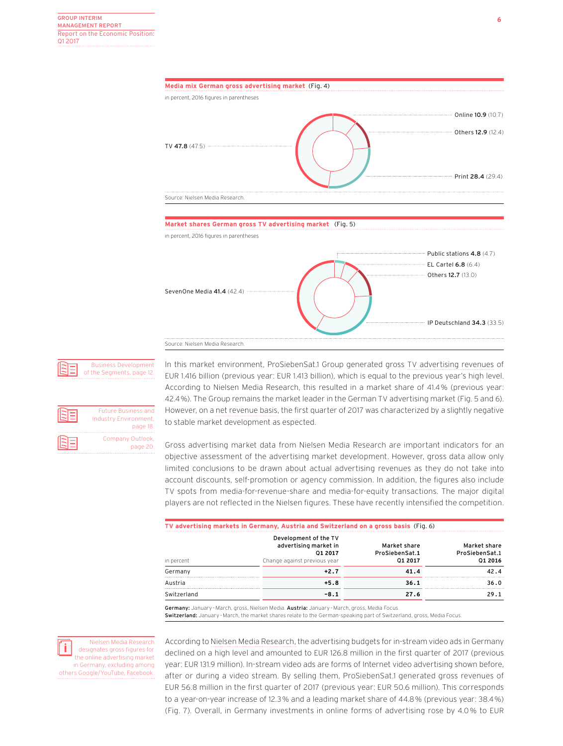**Media mix German gross advertising market** (Fig. 4)

in percent, 2016 figures in parentheses

TV **47.8** (47.5)

Online **10.9** (10.7)

Others **12.9** (12.4)

Print **28.4** (29.4)

Source: Nielsen Media Research.

**Market shares German gross TV advertising market** (Fig. 5)

in percent, 2016 figures in parentheses

Public stations **4.8** (4.7)

EL Cartel **6.8** (6.4)

Others **12.7** (13.0)

SevenOne Media **41.4** (42.4)

IP Deutschland **34.3** (33.5)

Source: Nielsen Media Research.

Business Development of the Segments, page 12.

Future Business and Industry Environment, page 18.

Company Outlook, page 20.

In this market environment, ProSiebenSat.1 Group generated gross TV advertising revenues of EUR 1.416 billion (previous year: EUR 1.413 billion), which is equal to the previous year's high level. According to Nielsen Media Research, this resulted in a market share of 41.4% (previous year: 42.4%). The Group remains the market leader in the German TV advertising market (Fig. 5 and 6). However, on a net revenue basis, the first quarter of 2017 was characterized by a slightly negative to stable market development as espected.

Gross advertising market data from Nielsen Media Research are important indicators for an objective assessment of the advertising market development. However, gross data allow only limited conclusions to be drawn about actual advertising revenues as they do not take into account discounts, self-promotion or agency commission. In addition, the figures also include TV spots from media-for-revenue-share and media-for-equity transactions. The major digital players are not reflected in the Nielsen figures. These have recently intensified the competition.

**TV advertising markets in Germany, Austria and Switzerland on a gross basis** (Fig. 6)

| in percent | Development of the TV advertising market in Q1 2017 Change against previous year | Market share ProSiebenSat.1 Q1 2017 | Market share ProSiebenSat.1 Q1 2016 |
|---|---|---|---|
| Germany | **+2.7** | **41.4** | 42.4 |
| Austria | **+5.8** | **36.1** | 36.0 |
| Switzerland | **-8.1** | **27.6** | 29.1 |

**Germany:** January–March, gross, Nielsen Media. **Austria:** January–March, gross, Media Focus.
**Switzerland:** January–March, the market shares relate to the German-speaking part of Switzerland, gross, Media Focus.

Nielsen Media Research designates gross figures for the online advertising market in Germany, excluding among others Google/YouTube, Facebook.

According to Nielsen Media Research, the advertising budgets for in-stream video ads in Germany declined on a high level and amounted to EUR 126.8 million in the first quarter of 2017 (previous year: EUR 131.9 million). In-stream video ads are forms of Internet video advertising shown before, after or during a video stream. By selling them, ProSiebenSat.1 generated gross revenues of EUR 56.8 million in the first quarter of 2017 (previous year: EUR 50.6 million). This corresponds to a year-on-year increase of 12.3% and a leading market share of 44.8% (previous year: 38.4%) (Fig. 7). Overall, in Germany investments in online forms of advertising rose by 4.0% to EUR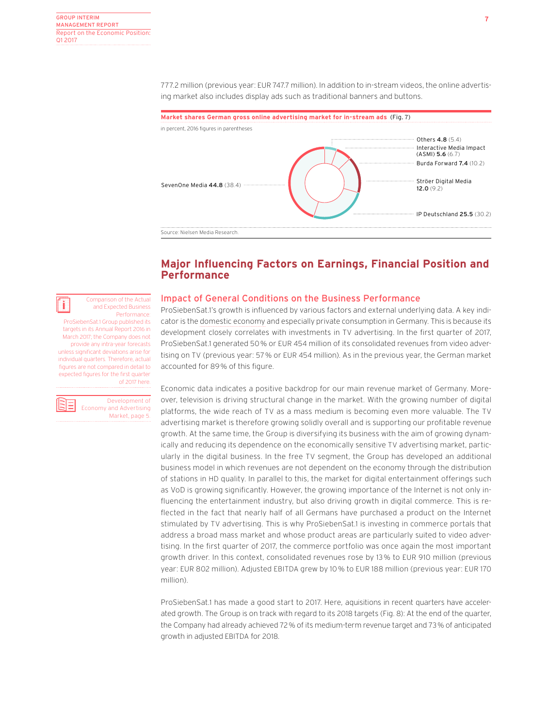777.2 million (previous year: EUR 747.7 million). In addition to in-stream videos, the online advertising market also includes display ads such as traditional banners and buttons.

**Market shares German gross online advertising market for in-stream ads** (Fig. 7)

in percent, 2016 figures in parentheses

| Marketer | 2017 | 2016 |
|---|---|---|
| SevenOne Media | 44.8 | (38.4) |
| IP Deutschland | 25.5 | (30.2) |
| Ströer Digital Media | 12.0 | (9.2) |
| Burda Forward | 7.4 | (10.2) |
| Interactive Media Impact (ASMI) | 5.6 | (6.7) |
| Others | 4.8 | (5.4) |

Source: Nielsen Media Research.

## Major Influencing Factors on Earnings, Financial Position and Performance

Comparison of the Actual and Expected Business Performance: ProSiebenSat.1 Group published its targets in its Annual Report 2016 in March 2017; the Company does not provide any intra-year forecasts unless significant deviations arise for individual quarters. Therefore, actual figures are not compared in detail to expected figures for the first quarter of 2017 here.

Development of Economy and Advertising Market, page 5.

### Impact of General Conditions on the Business Performance

ProSiebenSat.1's growth is influenced by various factors and external underlying data. A key indicator is the domestic economy and especially private consumption in Germany. This is because its development closely correlates with investments in TV advertising. In the first quarter of 2017, ProSiebenSat.1 generated 50% or EUR 454 million of its consolidated revenues from video advertising on TV (previous year: 57% or EUR 454 million). As in the previous year, the German market accounted for 89% of this figure.

Economic data indicates a positive backdrop for our main revenue market of Germany. Moreover, television is driving structural change in the market. With the growing number of digital platforms, the wide reach of TV as a mass medium is becoming even more valuable. The TV advertising market is therefore growing solidly overall and is supporting our profitable revenue growth. At the same time, the Group is diversifying its business with the aim of growing dynamically and reducing its dependence on the economically sensitive TV advertising market, particularly in the digital business. In the free TV segment, the Group has developed an additional business model in which revenues are not dependent on the economy through the distribution of stations in HD quality. In parallel to this, the market for digital entertainment offerings such as VoD is growing significantly. However, the growing importance of the Internet is not only influencing the entertainment industry, but also driving growth in digital commerce. This is reflected in the fact that nearly half of all Germans have purchased a product on the Internet stimulated by TV advertising. This is why ProSiebenSat.1 is investing in commerce portals that address a broad mass market and whose product areas are particularly suited to video advertising. In the first quarter of 2017, the commerce portfolio was once again the most important growth driver. In this context, consolidated revenues rose by 13% to EUR 910 million (previous year: EUR 802 million). Adjusted EBITDA grew by 10% to EUR 188 million (previous year: EUR 170 million).

ProSiebenSat.1 has made a good start to 2017. Here, aquisitions in recent quarters have accelerated growth. The Group is on track with regard to its 2018 targets (Fig. 8): At the end of the quarter, the Company had already achieved 72% of its medium-term revenue target and 73% of anticipated growth in adjusted EBITDA for 2018.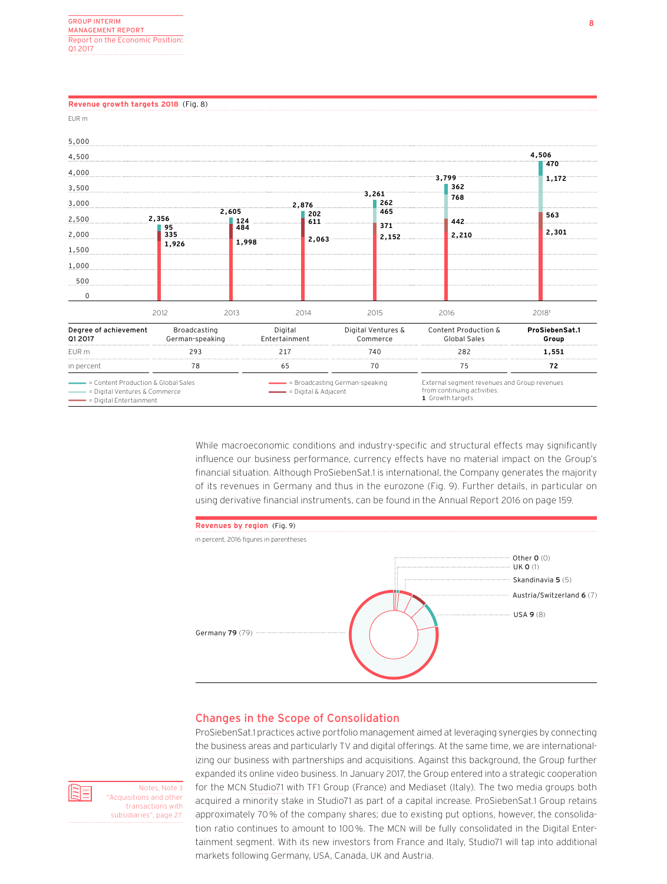**Revenue growth targets 2018** (Fig. 8)

EUR m

| Year | Total | Broadcasting German-speaking | Digital Entertainment | Digital Ventures & Commerce | Content Production & Global Sales |
|---|---|---|---|---|---|
| 2012 | 2,356 | 1,926 | 335 | | 95 |
| 2013 | 2,605 | 1,998 | 484 | | 124 |
| 2014 | 2,876 | 2,063 | 611 | | 202 |
| 2015 | 3,261 | 2,152 | 371 | 465 | 262 |
| 2016 | 3,799 | 2,210 | 442 | 768 | 362 |
| 2018[1] | 4,506 | 2,301 | 563 | 1,172 | 470 |

| Degree of achievement Q1 2017 | Broadcasting German-speaking | Digital Entertainment | Digital Ventures & Commerce | Content Production & Global Sales | ProSiebenSat.1 Group |
|---|---|---|---|---|---|
| EUR m | 293 | 217 | 740 | 282 | **1,551** |
| in percent | 78 | 65 | 70 | 75 | **72** |

= Content Production & Global Sales
= Digital Ventures & Commerce
= Digital Entertainment
= Broadcasting German-speaking
= Digital & Adjacent

External segment revenues and Group revenues from continuing activities.
**1** Growth targets

While macroeconomic conditions and industry-specific and structural effects may significantly influence our business performance, currency effects have no material impact on the Group's financial situation. Although ProSiebenSat.1 is international, the Company generates the majority of its revenues in Germany and thus in the eurozone (Fig. 9). Further details, in particular on using derivative financial instruments, can be found in the Annual Report 2016 on page 159.

**Revenues by region** (Fig. 9)

in percent, 2016 figures in parentheses

- Germany **79** (79)
- USA **9** (8)
- Austria/Switzerland **6** (7)
- Skandinavia **5** (5)
- UK **0** (1)
- Other **0** (0)

## Changes in the Scope of Consolidation

Notes, Note 3 "Acquisitions and other transactions with subsidiaries", page 27.

ProSiebenSat.1 practices active portfolio management aimed at leveraging synergies by connecting the business areas and particularly TV and digital offerings. At the same time, we are internationalizing our business with partnerships and acquisitions. Against this background, the Group further expanded its online video business. In January 2017, the Group entered into a strategic cooperation for the MCN Studio71 with TF1 Group (France) and Mediaset (Italy). The two media groups both acquired a minority stake in Studio71 as part of a capital increase. ProSiebenSat.1 Group retains approximately 70% of the company shares; due to existing put options, however, the consolidation ratio continues to amount to 100%. The MCN will be fully consolidated in the Digital Entertainment segment. With its new investors from France and Italy, Studio71 will tap into additional markets following Germany, USA, Canada, UK and Austria.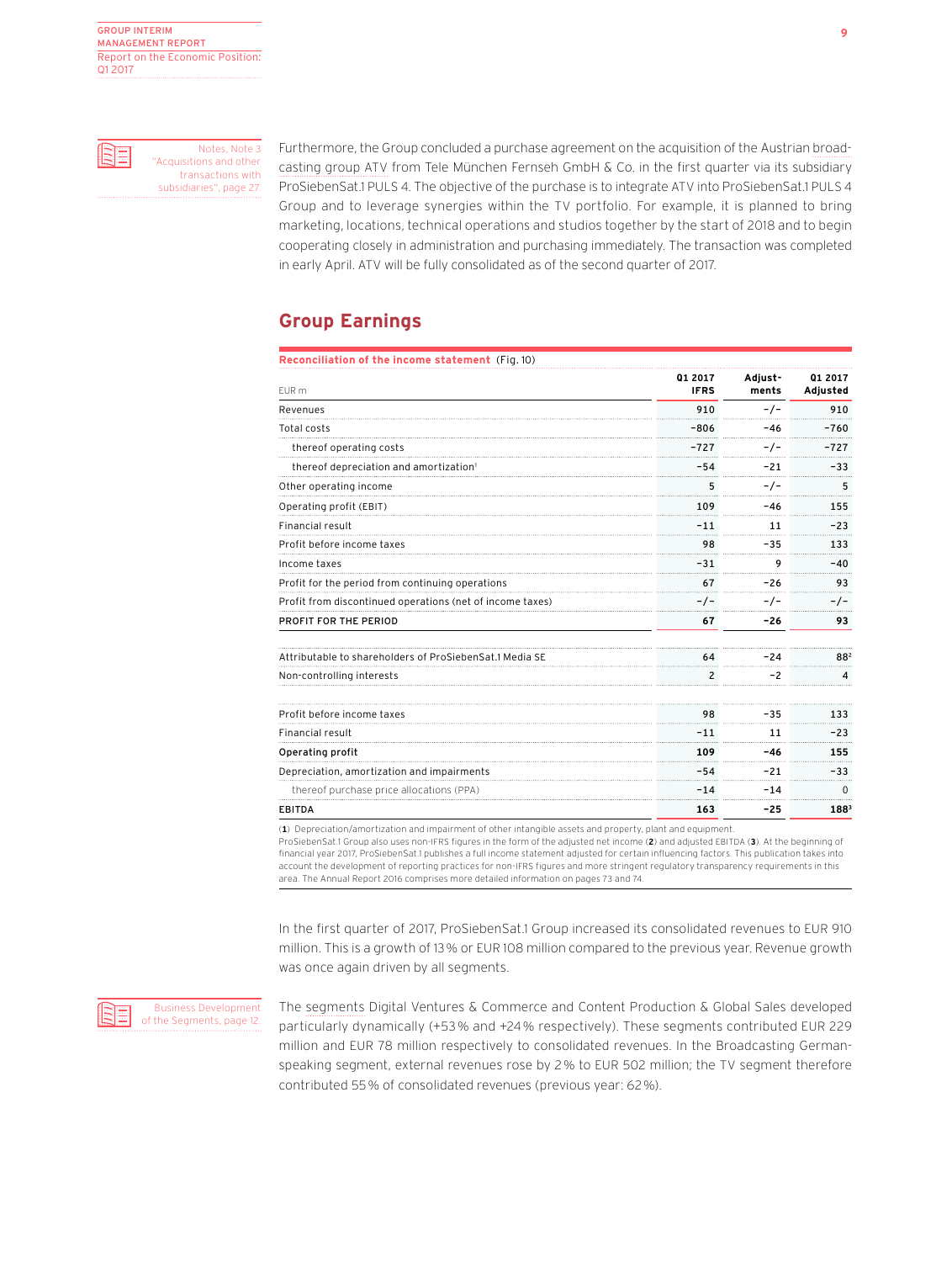Notes, Note 3 "Acquisitions and other transactions with subsidiaries", page 27.

Furthermore, the Group concluded a purchase agreement on the acquisition of the Austrian broadcasting group ATV from Tele München Fernseh GmbH & Co. in the first quarter via its subsidiary ProSiebenSat.1 PULS 4. The objective of the purchase is to integrate ATV into ProSiebenSat.1 PULS 4 Group and to leverage synergies within the TV portfolio. For example, it is planned to bring marketing, locations, technical operations and studios together by the start of 2018 and to begin cooperating closely in administration and purchasing immediately. The transaction was completed in early April. ATV will be fully consolidated as of the second quarter of 2017.

## Group Earnings

**Reconciliation of the income statement** (Fig. 10)

| EUR m | Q1 2017 IFRS | Adjust-ments | Q1 2017 Adjusted |
|---|---|---|---|
| Revenues | 910 | -/- | 910 |
| Total costs | -806 | -46 | -760 |
| thereof operating costs | -727 | -/- | -727 |
| thereof depreciation and amortization[1] | -54 | -21 | -33 |
| Other operating income | 5 | -/- | 5 |
| Operating profit (EBIT) | 109 | -46 | 155 |
| Financial result | -11 | 11 | -23 |
| Profit before income taxes | 98 | -35 | 133 |
| Income taxes | -31 | 9 | -40 |
| Profit for the period from continuing operations | 67 | -26 | 93 |
| Profit from discontinued operations (net of income taxes) | -/- | -/- | -/- |
| **PROFIT FOR THE PERIOD** | **67** | **-26** | **93** |
| | | | |
| Attributable to shareholders of ProSiebenSat.1 Media SE | 64 | -24 | 88[2] |
| Non-controlling interests | 2 | -2 | 4 |
| | | | |
| Profit before income taxes | 98 | -35 | 133 |
| Financial result | -11 | 11 | -23 |
| **Operating profit** | **109** | **-46** | **155** |
| Depreciation, amortization and impairments | -54 | -21 | -33 |
| thereof purchase price allocations (PPA) | -14 | -14 | 0 |
| **EBITDA** | **163** | **-25** | **188[3]** |

(**1**) Depreciation/amortization and impairment of other intangible assets and property, plant and equipment.
ProSiebenSat.1 Group also uses non-IFRS figures in the form of the adjusted net income (**2**) and adjusted EBITDA (**3**). At the beginning of financial year 2017, ProSiebenSat.1 publishes a full income statement adjusted for certain influencing factors. This publication takes into account the development of reporting practices for non-IFRS figures and more stringent regulatory transparency requirements in this area. The Annual Report 2016 comprises more detailed information on pages 73 and 74.

In the first quarter of 2017, ProSiebenSat.1 Group increased its consolidated revenues to EUR 910 million. This is a growth of 13% or EUR 108 million compared to the previous year. Revenue growth was once again driven by all segments.

Business Development of the Segments, page 12.

The segments Digital Ventures & Commerce and Content Production & Global Sales developed particularly dynamically (+53% and +24% respectively). These segments contributed EUR 229 million and EUR 78 million respectively to consolidated revenues. In the Broadcasting German-speaking segment, external revenues rose by 2% to EUR 502 million; the TV segment therefore contributed 55% of consolidated revenues (previous year: 62%).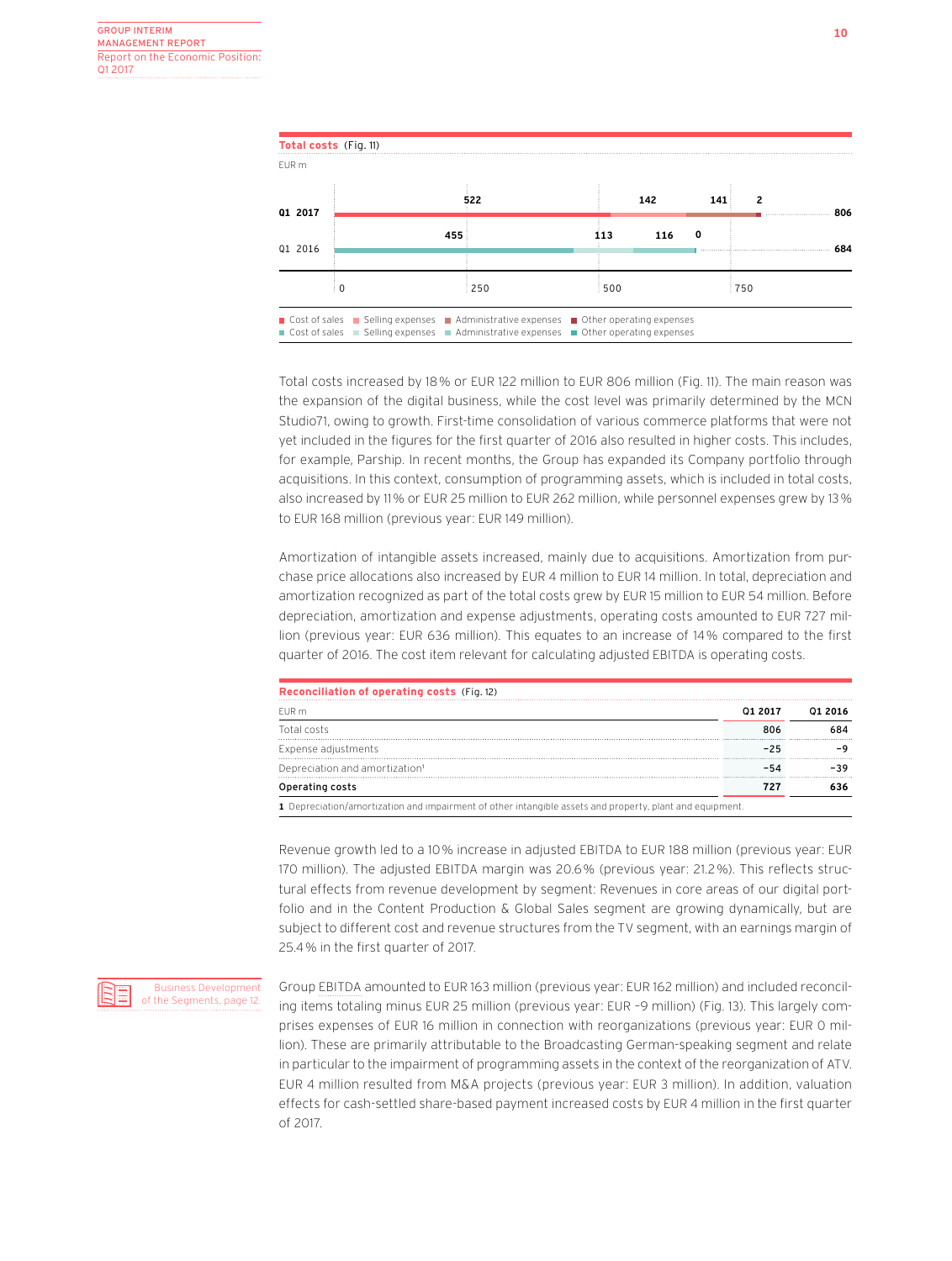**Total costs** (Fig. 11)

EUR m

| | Cost of sales | Selling expenses | Administrative expenses | Other operating expenses | Total |
|---|---|---|---|---|---|
| Q1 2017 | 522 | 142 | 141 | 2 | 806 |
| Q1 2016 | 455 | 113 | 116 | 0 | 684 |

Total costs increased by 18% or EUR 122 million to EUR 806 million (Fig. 11). The main reason was the expansion of the digital business, while the cost level was primarily determined by the MCN Studio71, owing to growth. First-time consolidation of various commerce platforms that were not yet included in the figures for the first quarter of 2016 also resulted in higher costs. This includes, for example, Parship. In recent months, the Group has expanded its Company portfolio through acquisitions. In this context, consumption of programming assets, which is included in total costs, also increased by 11% or EUR 25 million to EUR 262 million, while personnel expenses grew by 13% to EUR 168 million (previous year: EUR 149 million).

Amortization of intangible assets increased, mainly due to acquisitions. Amortization from purchase price allocations also increased by EUR 4 million to EUR 14 million. In total, depreciation and amortization recognized as part of the total costs grew by EUR 15 million to EUR 54 million. Before depreciation, amortization and expense adjustments, operating costs amounted to EUR 727 million (previous year: EUR 636 million). This equates to an increase of 14% compared to the first quarter of 2016. The cost item relevant for calculating adjusted EBITDA is operating costs.

**Reconciliation of operating costs** (Fig. 12)

| EUR m | Q1 2017 | Q1 2016 |
|---|---|---|
| Total costs | 806 | 684 |
| Expense adjustments | -25 | -9 |
| Depreciation and amortization[1] | -54 | -39 |
| **Operating costs** | **727** | **636** |

1 Depreciation/amortization and impairment of other intangible assets and property, plant and equipment.

Revenue growth led to a 10% increase in adjusted EBITDA to EUR 188 million (previous year: EUR 170 million). The adjusted EBITDA margin was 20.6% (previous year: 21.2%). This reflects structural effects from revenue development by segment: Revenues in core areas of our digital portfolio and in the Content Production & Global Sales segment are growing dynamically, but are subject to different cost and revenue structures from the TV segment, with an earnings margin of 25.4% in the first quarter of 2017.

Business Development of the Segments, page 12.

Group EBITDA amounted to EUR 163 million (previous year: EUR 162 million) and included reconciling items totaling minus EUR 25 million (previous year: EUR -9 million) (Fig. 13). This largely comprises expenses of EUR 16 million in connection with reorganizations (previous year: EUR 0 million). These are primarily attributable to the Broadcasting German-speaking segment and relate in particular to the impairment of programming assets in the context of the reorganization of ATV. EUR 4 million resulted from M&A projects (previous year: EUR 3 million). In addition, valuation effects for cash-settled share-based payment increased costs by EUR 4 million in the first quarter of 2017.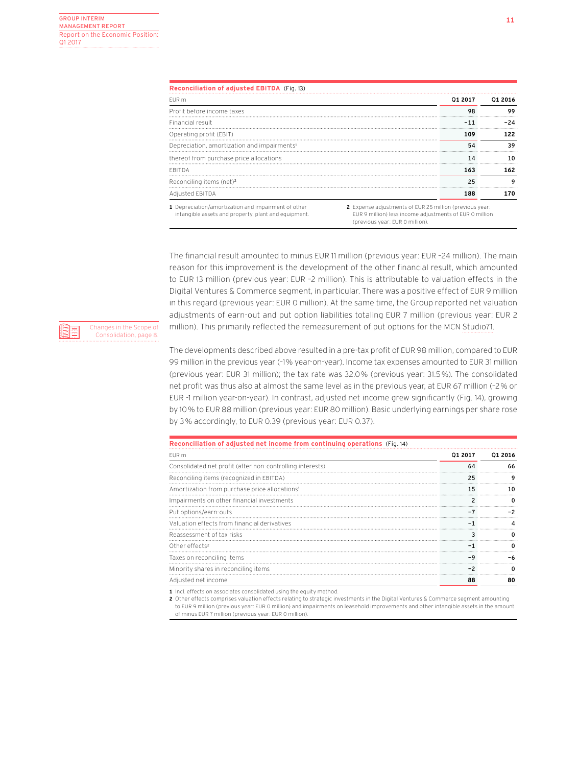**Reconciliation of adjusted EBITDA** (Fig. 13)

| EUR m | Q1 2017 | Q1 2016 |
|---|---|---|
| Profit before income taxes | 98 | 99 |
| Financial result | −11 | −24 |
| Operating profit (EBIT) | **109** | **122** |
| Depreciation, amortization and impairments[1] | 54 | 39 |
| thereof from purchase price allocations | 14 | 10 |
| EBITDA | **163** | **162** |
| Reconciling items (net)[2] | 25 | 9 |
| Adjusted EBITDA | **188** | **170** |

1 Depreciation/amortization and impairment of other intangible assets and property, plant and equipment.

2 Expense adjustments of EUR 25 million (previous year: EUR 9 million) less income adjustments of EUR 0 million (previous year: EUR 0 million).

The financial result amounted to minus EUR 11 million (previous year: EUR –24 million). The main reason for this improvement is the development of the other financial result, which amounted to EUR 13 million (previous year: EUR –2 million). This is attributable to valuation effects in the Digital Ventures & Commerce segment, in particular. There was a positive effect of EUR 9 million in this regard (previous year: EUR 0 million). At the same time, the Group reported net valuation adjustments of earn-out and put option liabilities totaling EUR 7 million (previous year: EUR 2 million). This primarily reflected the remeasurement of put options for the MCN Studio71.

Changes in the Scope of Consolidation, page 8.

The developments described above resulted in a pre-tax profit of EUR 98 million, compared to EUR 99 million in the previous year (–1% year-on-year). Income tax expenses amounted to EUR 31 million (previous year: EUR 31 million); the tax rate was 32.0% (previous year: 31.5%). The consolidated net profit was thus also at almost the same level as in the previous year, at EUR 67 million (–2% or EUR -1 million year-on-year). In contrast, adjusted net income grew significantly (Fig. 14), growing by 10% to EUR 88 million (previous year: EUR 80 million). Basic underlying earnings per share rose by 3% accordingly, to EUR 0.39 (previous year: EUR 0.37).

**Reconciliation of adjusted net income from continuing operations** (Fig. 14)

| EUR m | Q1 2017 | Q1 2016 |
|---|---|---|
| Consolidated net profit (after non-controlling interests) | 64 | 66 |
| Reconciling items (recognized in EBITDA) | 25 | 9 |
| Amortization from purchase price allocations[1] | 15 | 10 |
| Impairments on other financial investments | 2 | 0 |
| Put options/earn-outs | −7 | −2 |
| Valuation effects from financial derivatives | −1 | 4 |
| Reassessment of tax risks | 3 | 0 |
| Other effects[2] | −1 | 0 |
| Taxes on reconciling items | −9 | −6 |
| Minority shares in reconciling items | −2 | 0 |
| Adjusted net income | **88** | **80** |

1 Incl. effects on associates consolidated using the equity method.

2 Other effects comprises valuation effects relating to strategic investments in the Digital Ventures & Commerce segment amounting to EUR 9 million (previous year: EUR 0 million) and impairments on leasehold improvements and other intangible assets in the amount of minus EUR 7 million (previous year: EUR 0 million).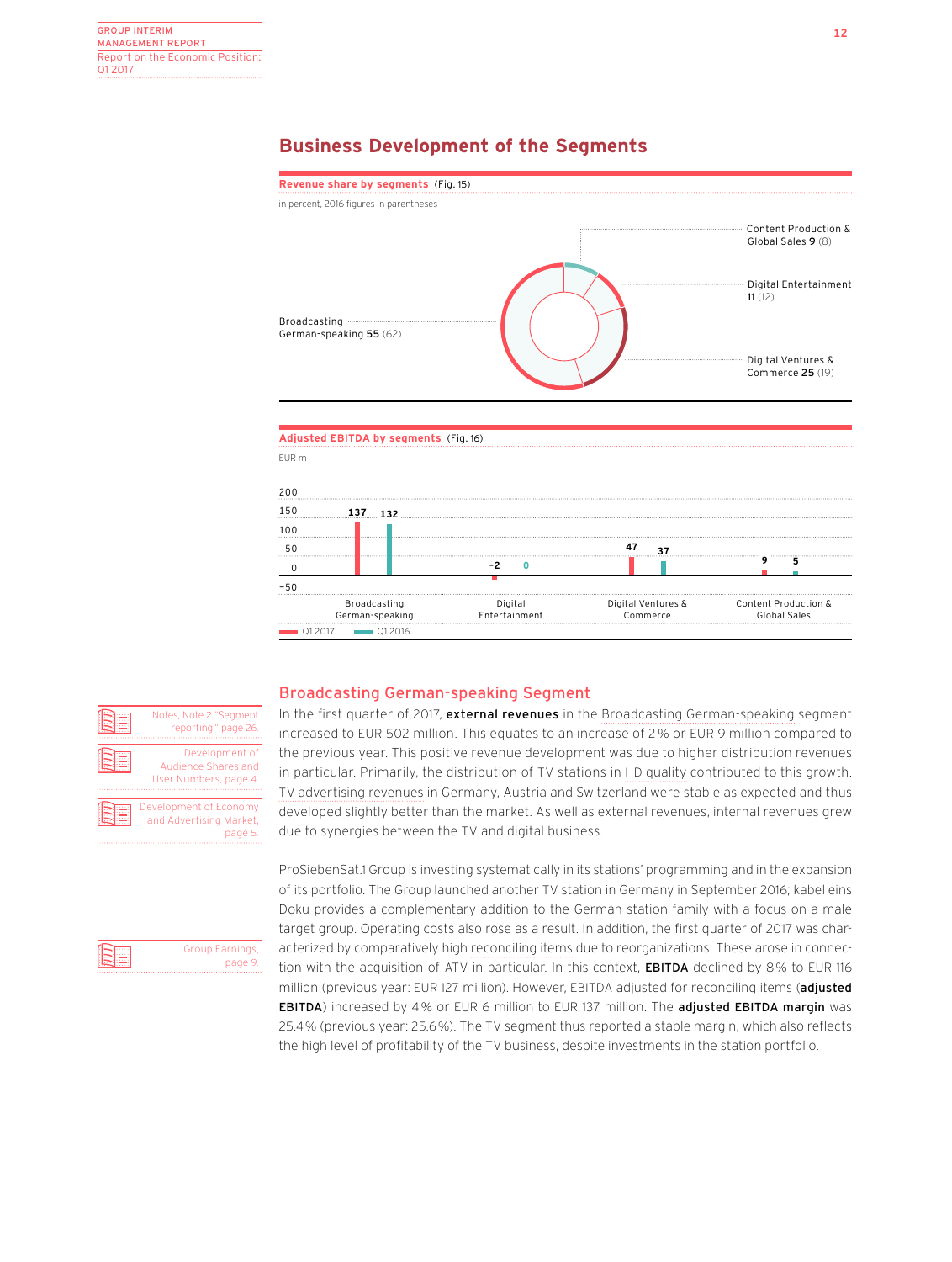## Business Development of the Segments

**Revenue share by segments** (Fig. 15)

in percent, 2016 figures in parentheses

| Segment | Share |
|---|---|
| Broadcasting German-speaking | **55** (62) |
| Content Production & Global Sales | **9** (8) |
| Digital Entertainment | **11** (12) |
| Digital Ventures & Commerce | **25** (19) |

**Adjusted EBITDA by segments** (Fig. 16)

EUR m

| | Q1 2017 | Q1 2016 |
|---|---|---|
| Broadcasting German-speaking | 137 | 132 |
| Digital Entertainment | -2 | 0 |
| Digital Ventures & Commerce | 47 | 37 |
| Content Production & Global Sales | 9 | 5 |

### Broadcasting German-speaking Segment

Notes, Note 2 "Segment reporting," page 26.

Development of Audience Shares and User Numbers, page 4.

Development of Economy and Advertising Market, page 5.

In the first quarter of 2017, **external revenues** in the Broadcasting German-speaking segment increased to EUR 502 million. This equates to an increase of 2% or EUR 9 million compared to the previous year. This positive revenue development was due to higher distribution revenues in particular. Primarily, the distribution of TV stations in HD quality contributed to this growth. TV advertising revenues in Germany, Austria and Switzerland were stable as expected and thus developed slightly better than the market. As well as external revenues, internal revenues grew due to synergies between the TV and digital business.

Group Earnings, page 9.

ProSiebenSat.1 Group is investing systematically in its stations' programming and in the expansion of its portfolio. The Group launched another TV station in Germany in September 2016; kabel eins Doku provides a complementary addition to the German station family with a focus on a male target group. Operating costs also rose as a result. In addition, the first quarter of 2017 was characterized by comparatively high reconciling items due to reorganizations. These arose in connection with the acquisition of ATV in particular. In this context, **EBITDA** declined by 8% to EUR 116 million (previous year: EUR 127 million). However, EBITDA adjusted for reconciling items (**adjusted EBITDA**) increased by 4% or EUR 6 million to EUR 137 million. The **adjusted EBITDA margin** was 25.4% (previous year: 25.6%). The TV segment thus reported a stable margin, which also reflects the high level of profitability of the TV business, despite investments in the station portfolio.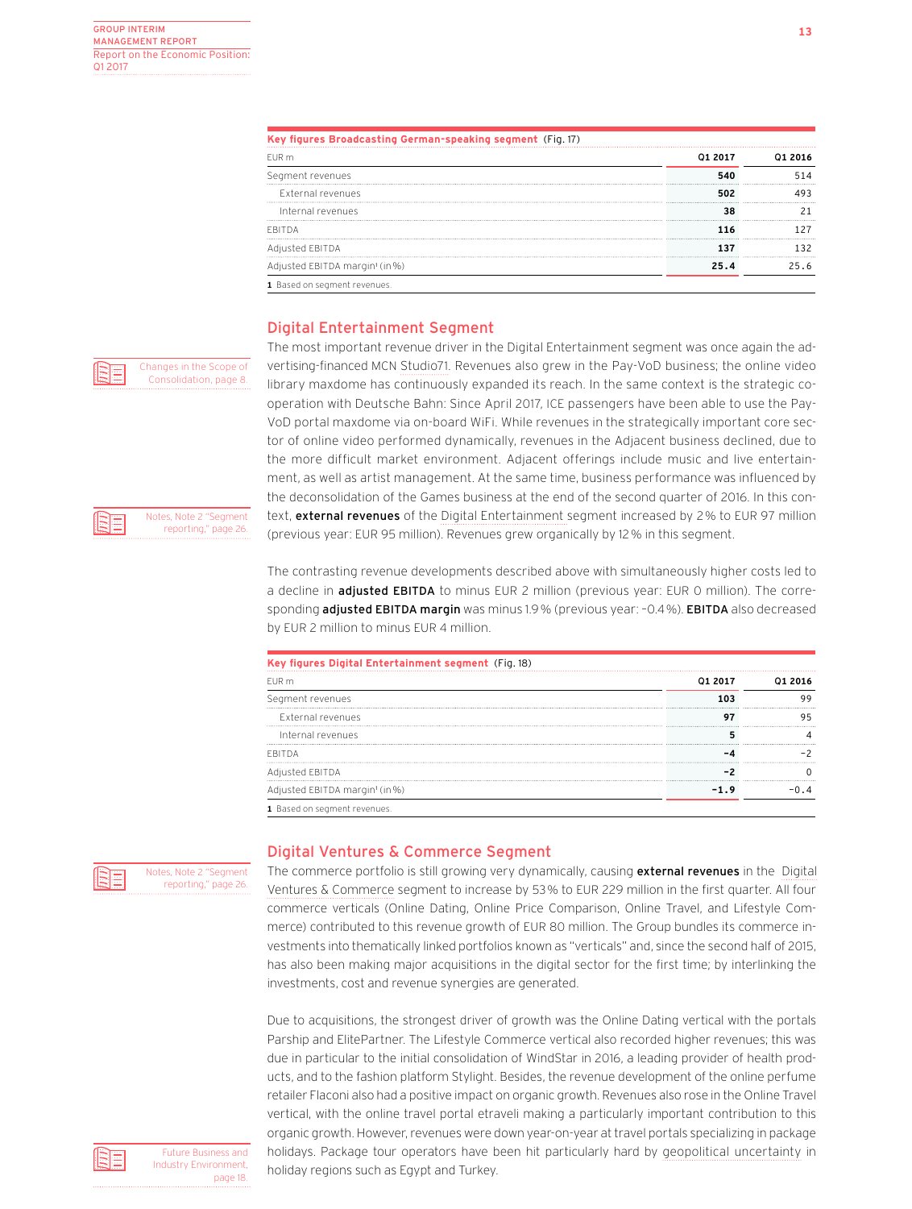**Key figures Broadcasting German-speaking segment** (Fig. 17)

| EUR m | Q1 2017 | Q1 2016 |
|---|---|---|
| Segment revenues | **540** | 514 |
| External revenues | **502** | 493 |
| Internal revenues | **38** | 21 |
| EBITDA | **116** | 127 |
| Adjusted EBITDA | **137** | 132 |
| Adjusted EBITDA margin[1] (in %) | **25.4** | 25.6 |

1 Based on segment revenues.

## Digital Entertainment Segment

Changes in the Scope of Consolidation, page 8.

The most important revenue driver in the Digital Entertainment segment was once again the advertising-financed MCN Studio71. Revenues also grew in the Pay-VoD business; the online video library maxdome has continuously expanded its reach. In the same context is the strategic cooperation with Deutsche Bahn: Since April 2017, ICE passengers have been able to use the Pay-VoD portal maxdome via on-board WiFi. While revenues in the strategically important core sector of online video performed dynamically, revenues in the Adjacent business declined, due to the more difficult market environment. Adjacent offerings include music and live entertainment, as well as artist management. At the same time, business performance was influenced by the deconsolidation of the Games business at the end of the second quarter of 2016. In this context, **external revenues** of the Digital Entertainment segment increased by 2% to EUR 97 million (previous year: EUR 95 million). Revenues grew organically by 12% in this segment.

Notes, Note 2 "Segment reporting," page 26.

The contrasting revenue developments described above with simultaneously higher costs led to a decline in **adjusted EBITDA** to minus EUR 2 million (previous year: EUR 0 million). The corresponding **adjusted EBITDA margin** was minus 1.9% (previous year: –0.4%). **EBITDA** also decreased by EUR 2 million to minus EUR 4 million.

**Key figures Digital Entertainment segment** (Fig. 18)

| EUR m | Q1 2017 | Q1 2016 |
|---|---|---|
| Segment revenues | **103** | 99 |
| External revenues | **97** | 95 |
| Internal revenues | **5** | 4 |
| EBITDA | **–4** | –2 |
| Adjusted EBITDA | **–2** | 0 |
| Adjusted EBITDA margin[1] (in %) | **–1.9** | –0.4 |

1 Based on segment revenues.

## Digital Ventures & Commerce Segment

Notes, Note 2 "Segment reporting," page 26.

The commerce portfolio is still growing very dynamically, causing **external revenues** in the Digital Ventures & Commerce segment to increase by 53% to EUR 229 million in the first quarter. All four commerce verticals (Online Dating, Online Price Comparison, Online Travel, and Lifestyle Commerce) contributed to this revenue growth of EUR 80 million. The Group bundles its commerce investments into thematically linked portfolios known as "verticals" and, since the second half of 2015, has also been making major acquisitions in the digital sector for the first time; by interlinking the investments, cost and revenue synergies are generated.

Due to acquisitions, the strongest driver of growth was the Online Dating vertical with the portals Parship and ElitePartner. The Lifestyle Commerce vertical also recorded higher revenues; this was due in particular to the initial consolidation of WindStar in 2016, a leading provider of health products, and to the fashion platform Stylight. Besides, the revenue development of the online perfume retailer Flaconi also had a positive impact on organic growth. Revenues also rose in the Online Travel vertical, with the online travel portal etraveli making a particularly important contribution to this organic growth. However, revenues were down year-on-year at travel portals specializing in package holidays. Package tour operators have been hit particularly hard by geopolitical uncertainty in holiday regions such as Egypt and Turkey.

Future Business and Industry Environment, page 18.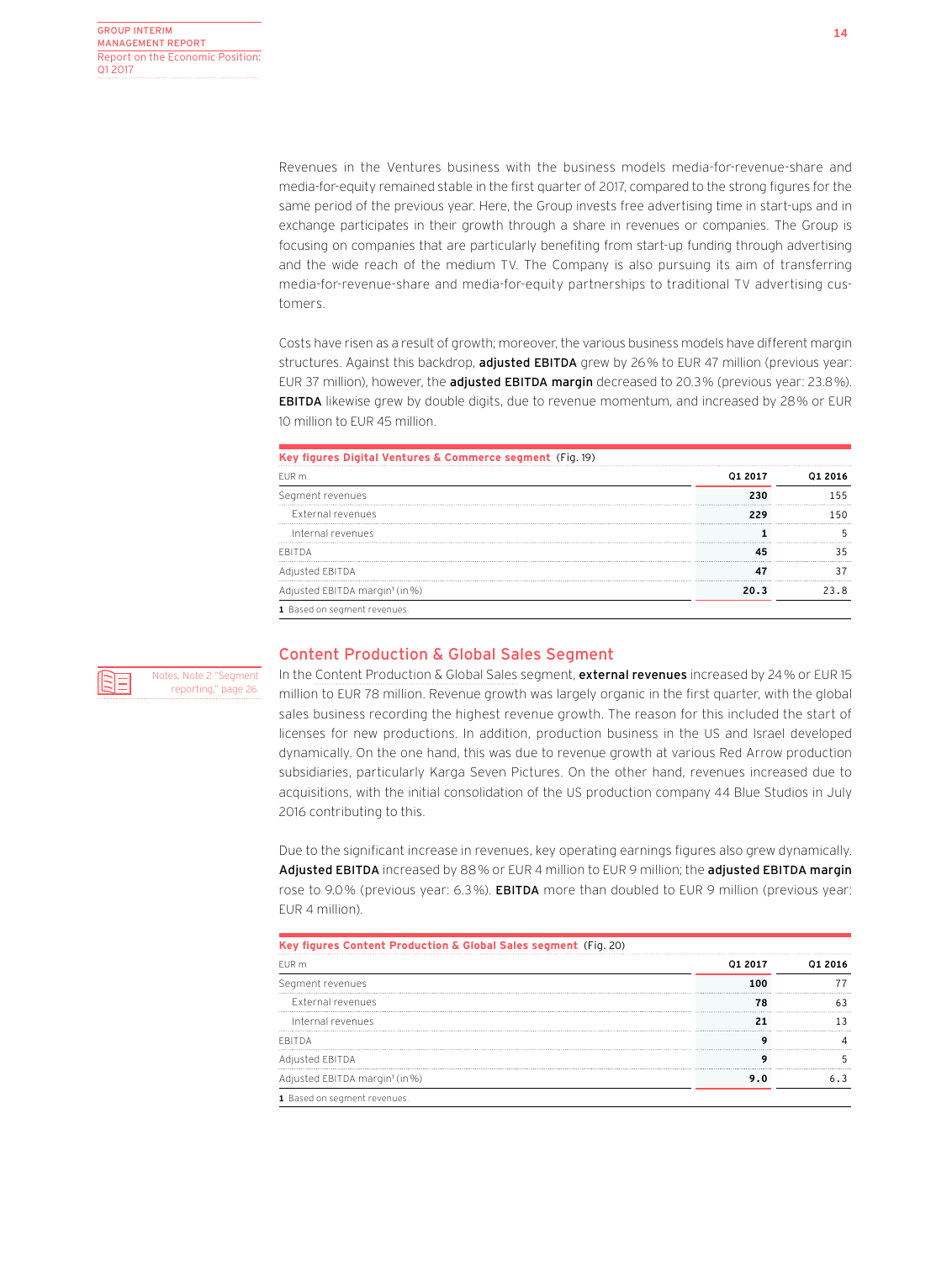Revenues in the Ventures business with the business models media-for-revenue-share and media-for-equity remained stable in the first quarter of 2017, compared to the strong figures for the same period of the previous year. Here, the Group invests free advertising time in start-ups and in exchange participates in their growth through a share in revenues or companies. The Group is focusing on companies that are particularly benefiting from start-up funding through advertising and the wide reach of the medium TV. The Company is also pursuing its aim of transferring media-for-revenue-share and media-for-equity partnerships to traditional TV advertising customers.

Costs have risen as a result of growth; moreover, the various business models have different margin structures. Against this backdrop, **adjusted EBITDA** grew by 26% to EUR 47 million (previous year: EUR 37 million), however, the **adjusted EBITDA margin** decreased to 20.3% (previous year: 23.8%). **EBITDA** likewise grew by double digits, due to revenue momentum, and increased by 28% or EUR 10 million to EUR 45 million.

**Key figures Digital Ventures & Commerce segment** (Fig. 19)

| EUR m | Q1 2017 | Q1 2016 |
|---|---|---|
| Segment revenues | 230 | 155 |
| External revenues | 229 | 150 |
| Internal revenues | 1 | 5 |
| EBITDA | 45 | 35 |
| Adjusted EBITDA | 47 | 37 |
| Adjusted EBITDA margin[1] (in %) | 20.3 | 23.8 |

1 Based on segment revenues.

## Content Production & Global Sales Segment

Notes, Note 2 "Segment reporting," page 26.

In the Content Production & Global Sales segment, **external revenues** increased by 24% or EUR 15 million to EUR 78 million. Revenue growth was largely organic in the first quarter, with the global sales business recording the highest revenue growth. The reason for this included the start of licenses for new productions. In addition, production business in the US and Israel developed dynamically. On the one hand, this was due to revenue growth at various Red Arrow production subsidiaries, particularly Karga Seven Pictures. On the other hand, revenues increased due to acquisitions, with the initial consolidation of the US production company 44 Blue Studios in July 2016 contributing to this.

Due to the significant increase in revenues, key operating earnings figures also grew dynamically. **Adjusted EBITDA** increased by 88% or EUR 4 million to EUR 9 million; the **adjusted EBITDA margin** rose to 9.0% (previous year: 6.3%). **EBITDA** more than doubled to EUR 9 million (previous year: EUR 4 million).

**Key figures Content Production & Global Sales segment** (Fig. 20)

| EUR m | Q1 2017 | Q1 2016 |
|---|---|---|
| Segment revenues | 100 | 77 |
| External revenues | 78 | 63 |
| Internal revenues | 21 | 13 |
| EBITDA | 9 | 4 |
| Adjusted EBITDA | 9 | 5 |
| Adjusted EBITDA margin[1] (in %) | 9.0 | 6.3 |

1 Based on segment revenues.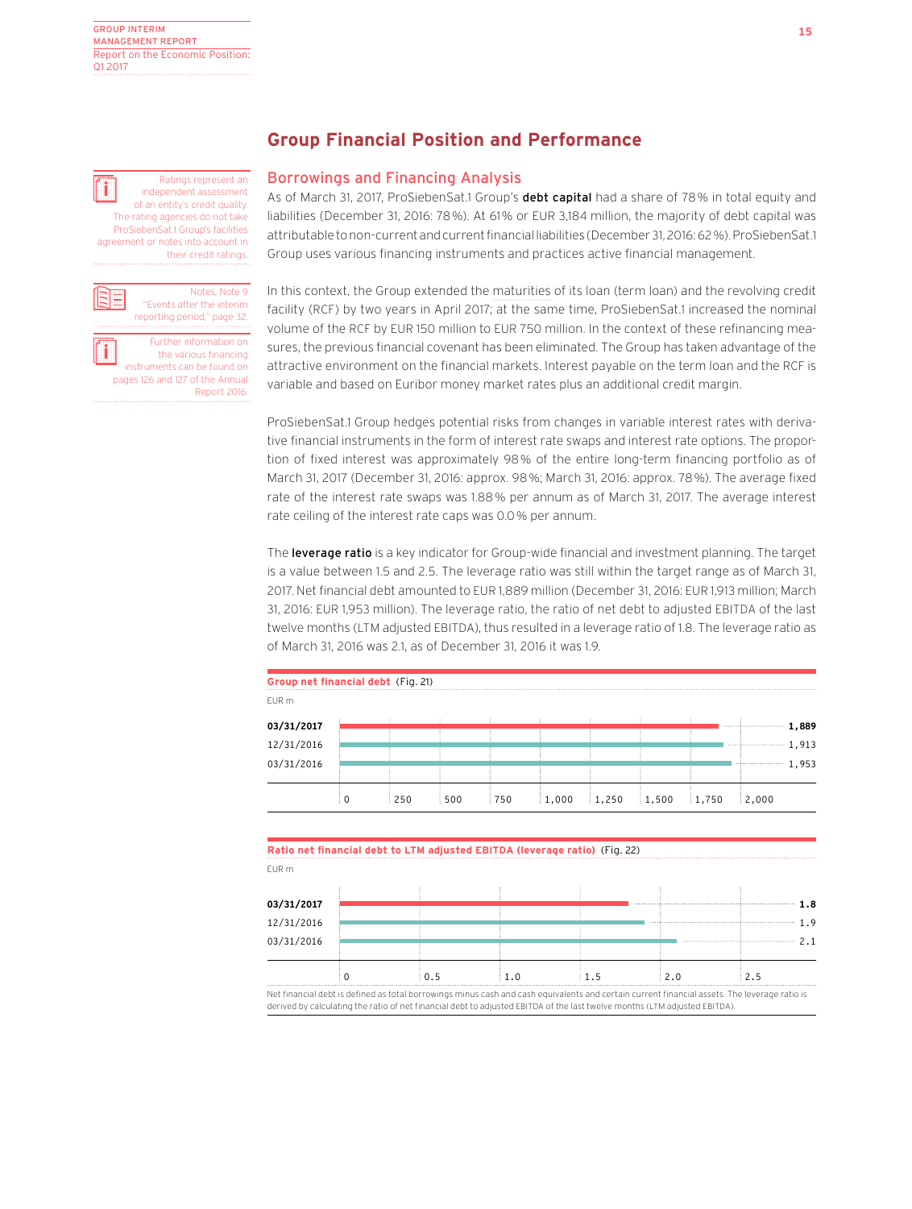# Group Financial Position and Performance

## Borrowings and Financing Analysis

As of March 31, 2017, ProSiebenSat.1 Group's **debt capital** had a share of 78% in total equity and liabilities (December 31, 2016: 78%). At 61% or EUR 3,184 million, the majority of debt capital was attributable to non-current and current financial liabilities (December 31, 2016: 62%). ProSiebenSat.1 Group uses various financing instruments and practices active financial management.

Ratings represent an independent assessment of an entity's credit quality. The rating agencies do not take ProSiebenSat.1 Group's facilities agreement or notes into account in their credit ratings.

In this context, the Group extended the maturities of its loan (term loan) and the revolving credit facility (RCF) by two years in April 2017; at the same time, ProSiebenSat.1 increased the nominal volume of the RCF by EUR 150 million to EUR 750 million. In the context of these refinancing measures, the previous financial covenant has been eliminated. The Group has taken advantage of the attractive environment on the financial markets. Interest payable on the term loan and the RCF is variable and based on Euribor money market rates plus an additional credit margin.

Notes, Note 9 "Events after the interim reporting period," page 32.

Further information on the various financing instruments can be found on pages 126 and 127 of the Annual Report 2016.

ProSiebenSat.1 Group hedges potential risks from changes in variable interest rates with derivative financial instruments in the form of interest rate swaps and interest rate options. The proportion of fixed interest was approximately 98% of the entire long-term financing portfolio as of March 31, 2017 (December 31, 2016: approx. 98%; March 31, 2016: approx. 78%). The average fixed rate of the interest rate swaps was 1.88% per annum as of March 31, 2017. The average interest rate ceiling of the interest rate caps was 0.0% per annum.

The **leverage ratio** is a key indicator for Group-wide financial and investment planning. The target is a value between 1.5 and 2.5. The leverage ratio was still within the target range as of March 31, 2017. Net financial debt amounted to EUR 1,889 million (December 31, 2016: EUR 1,913 million; March 31, 2016: EUR 1,953 million). The leverage ratio, the ratio of net debt to adjusted EBITDA of the last twelve months (LTM adjusted EBITDA), thus resulted in a leverage ratio of 1.8. The leverage ratio as of March 31, 2016 was 2.1, as of December 31, 2016 it was 1.9.

**Group net financial debt** (Fig. 21)

EUR m

| Date | Value |
|---|---|
| **03/31/2017** | **1,889** |
| 12/31/2016 | 1,913 |
| 03/31/2016 | 1,953 |

**Ratio net financial debt to LTM adjusted EBITDA (leverage ratio)** (Fig. 22)

EUR m

| Date | Value |
|---|---|
| **03/31/2017** | **1.8** |
| 12/31/2016 | 1.9 |
| 03/31/2016 | 2.1 |

Net financial debt is defined as total borrowings minus cash and cash equivalents and certain current financial assets. The leverage ratio is derived by calculating the ratio of net financial debt to adjusted EBITDA of the last twelve months (LTM adjusted EBITDA).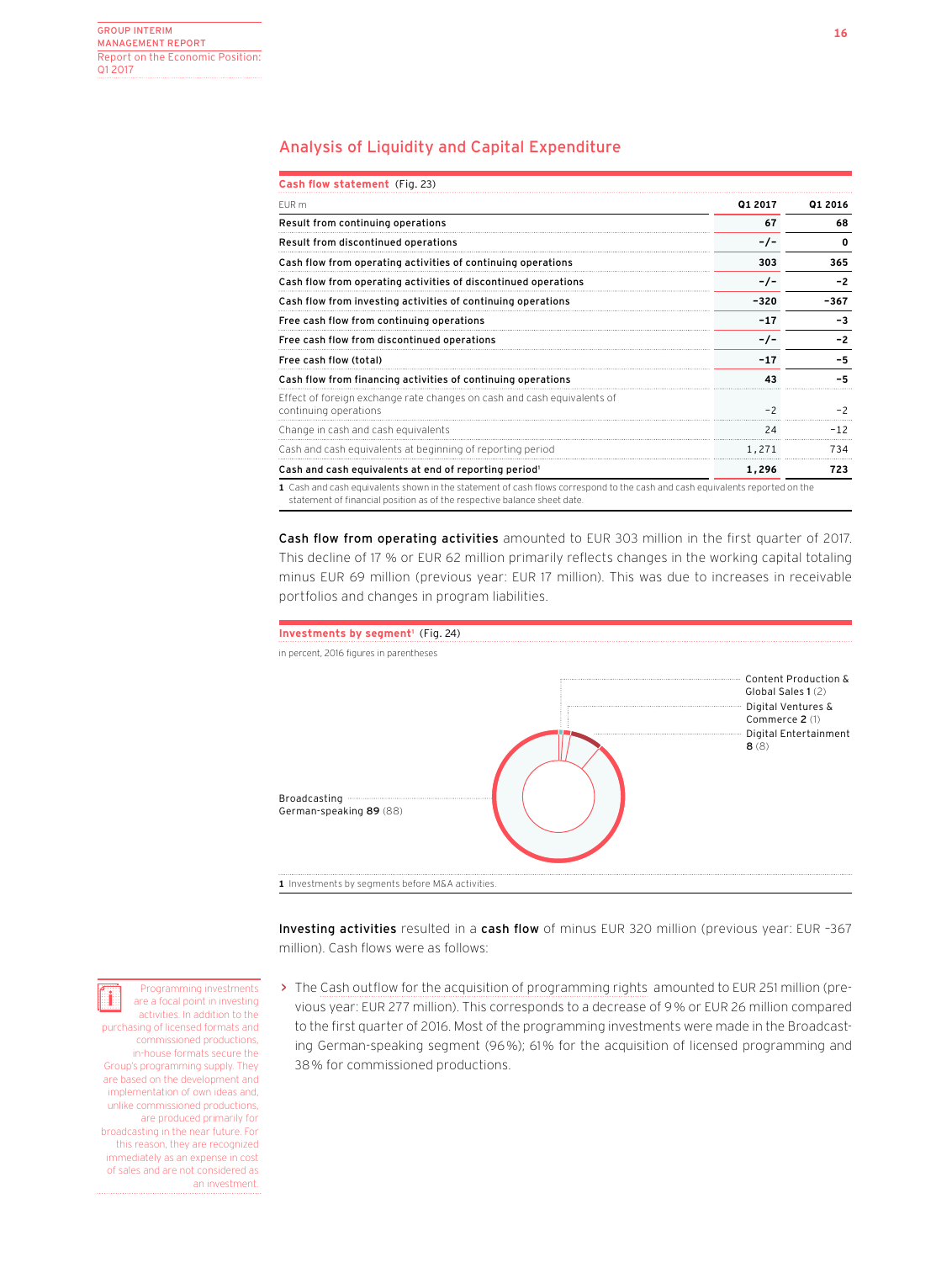## Analysis of Liquidity and Capital Expenditure

**Cash flow statement** (Fig. 23)

| EUR m | Q1 2017 | Q1 2016 |
|---|---|---|
| **Result from continuing operations** | **67** | **68** |
| **Result from discontinued operations** | **-/-** | **0** |
| **Cash flow from operating activities of continuing operations** | **303** | **365** |
| **Cash flow from operating activities of discontinued operations** | **-/-** | **-2** |
| **Cash flow from investing activities of continuing operations** | **-320** | **-367** |
| **Free cash flow from continuing operations** | **-17** | **-3** |
| **Free cash flow from discontinued operations** | **-/-** | **-2** |
| **Free cash flow (total)** | **-17** | **-5** |
| **Cash flow from financing activities of continuing operations** | **43** | **-5** |
| Effect of foreign exchange rate changes on cash and cash equivalents of continuing operations | -2 | -2 |
| Change in cash and cash equivalents | 24 | -12 |
| Cash and cash equivalents at beginning of reporting period | 1,271 | 734 |
| **Cash and cash equivalents at end of reporting period**[1] | **1,296** | **723** |

1 Cash and cash equivalents shown in the statement of cash flows correspond to the cash and cash equivalents reported on the statement of financial position as of the respective balance sheet date.

**Cash flow from operating activities** amounted to EUR 303 million in the first quarter of 2017. This decline of 17 % or EUR 62 million primarily reflects changes in the working capital totaling minus EUR 69 million (previous year: EUR 17 million). This was due to increases in receivable portfolios and changes in program liabilities.

**Investments by segment**[1] (Fig. 24)

in percent, 2016 figures in parentheses

- Content Production & Global Sales **1** (2)
- Digital Ventures & Commerce **2** (1)
- Digital Entertainment **8** (8)
- Broadcasting German-speaking **89** (88)

1 Investments by segments before M&A activities.

**Investing activities** resulted in a **cash flow** of minus EUR 320 million (previous year: EUR -367 million). Cash flows were as follows:

› The Cash outflow for the acquisition of programming rights amounted to EUR 251 million (previous year: EUR 277 million). This corresponds to a decrease of 9% or EUR 26 million compared to the first quarter of 2016. Most of the programming investments were made in the Broadcasting German-speaking segment (96%); 61% for the acquisition of licensed programming and 38% for commissioned productions.

Programming investments are a focal point in investing activities. In addition to the purchasing of licensed formats and commissioned productions, in-house formats secure the Group's programming supply. They are based on the development and implementation of own ideas and, unlike commissioned productions, are produced primarily for broadcasting in the near future. For this reason, they are recognized immediately as an expense in cost of sales and are not considered as an investment.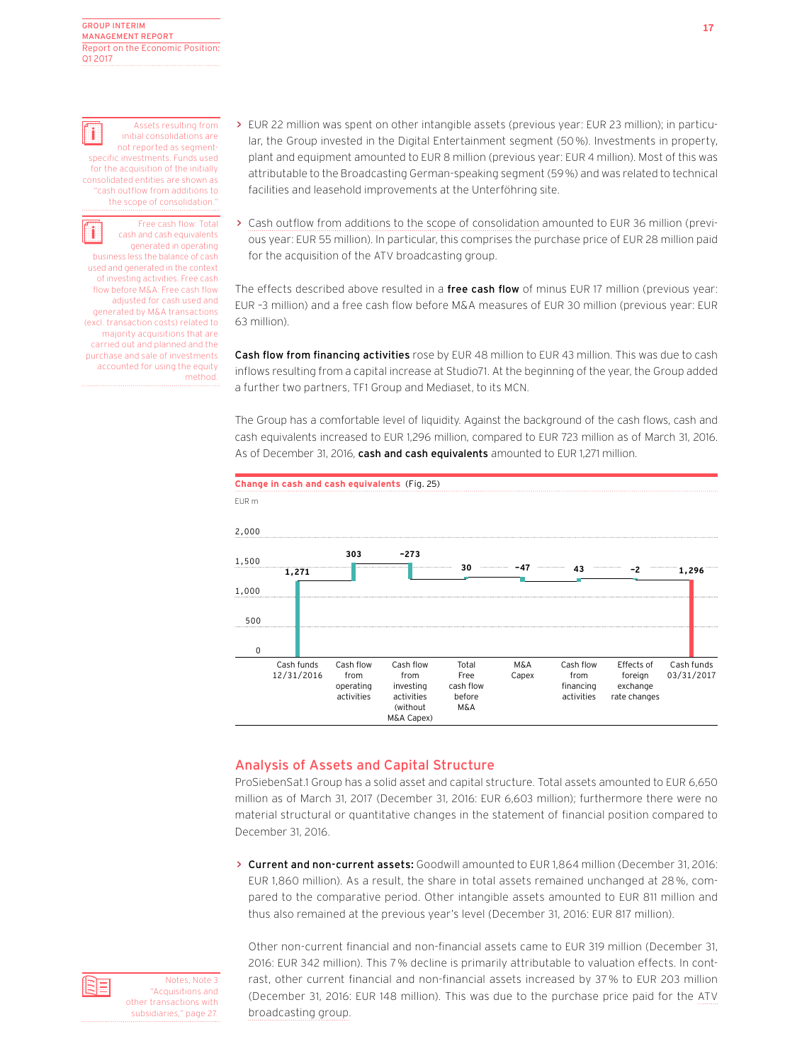> Assets resulting from initial consolidations are not reported as segment-specific investments. Funds used for the acquisition of the initially consolidated entities are shown as "cash outflow from additions to the scope of consolidation."

> Free cash flow: Total cash and cash equivalents generated in operating business less the balance of cash used and generated in the context of investing activities. Free cash flow before M&A: Free cash flow adjusted for cash used and generated by M&A transactions (excl. transaction costs) related to majority acquisitions that are carried out and planned and the purchase and sale of investments accounted for using the equity method.

- EUR 22 million was spent on other intangible assets (previous year: EUR 23 million); in particular, the Group invested in the Digital Entertainment segment (50%). Investments in property, plant and equipment amounted to EUR 8 million (previous year: EUR 4 million). Most of this was attributable to the Broadcasting German-speaking segment (59%) and was related to technical facilities and leasehold improvements at the Unterföhring site.
- Cash outflow from additions to the scope of consolidation amounted to EUR 36 million (previous year: EUR 55 million). In particular, this comprises the purchase price of EUR 28 million paid for the acquisition of the ATV broadcasting group.

The effects described above resulted in a **free cash flow** of minus EUR 17 million (previous year: EUR –3 million) and a free cash flow before M&A measures of EUR 30 million (previous year: EUR 63 million).

**Cash flow from financing activities** rose by EUR 48 million to EUR 43 million. This was due to cash inflows resulting from a capital increase at Studio71. At the beginning of the year, the Group added a further two partners, TF1 Group and Mediaset, to its MCN.

The Group has a comfortable level of liquidity. Against the background of the cash flows, cash and cash equivalents increased to EUR 1,296 million, compared to EUR 723 million as of March 31, 2016. As of December 31, 2016, **cash and cash equivalents** amounted to EUR 1,271 million.

**Change in cash and cash equivalents** (Fig. 25)

EUR m

| Cash funds 12/31/2016 | Cash flow from operating activities | Cash flow from investing activities (without M&A Capex) | Total Free cash flow before M&A | M&A Capex | Cash flow from financing activities | Effects of foreign exchange rate changes | Cash funds 03/31/2017 |
|---|---|---|---|---|---|---|---|
| 1,271 | 303 | –273 | 30 | –47 | 43 | –2 | 1,296 |

## Analysis of Assets and Capital Structure

ProSiebenSat.1 Group has a solid asset and capital structure. Total assets amounted to EUR 6,650 million as of March 31, 2017 (December 31, 2016: EUR 6,603 million); furthermore there were no material structural or quantitative changes in the statement of financial position compared to December 31, 2016.

- **Current and non-current assets:** Goodwill amounted to EUR 1,864 million (December 31, 2016: EUR 1,860 million). As a result, the share in total assets remained unchanged at 28%, compared to the comparative period. Other intangible assets amounted to EUR 811 million and thus also remained at the previous year's level (December 31, 2016: EUR 817 million).

  Other non-current financial and non-financial assets came to EUR 319 million (December 31, 2016: EUR 342 million). This 7% decline is primarily attributable to valuation effects. In contrast, other current financial and non-financial assets increased by 37% to EUR 203 million (December 31, 2016: EUR 148 million). This was due to the purchase price paid for the ATV broadcasting group.

> Notes, Note 3 "Acquisitions and other transactions with subsidiaries," page 27.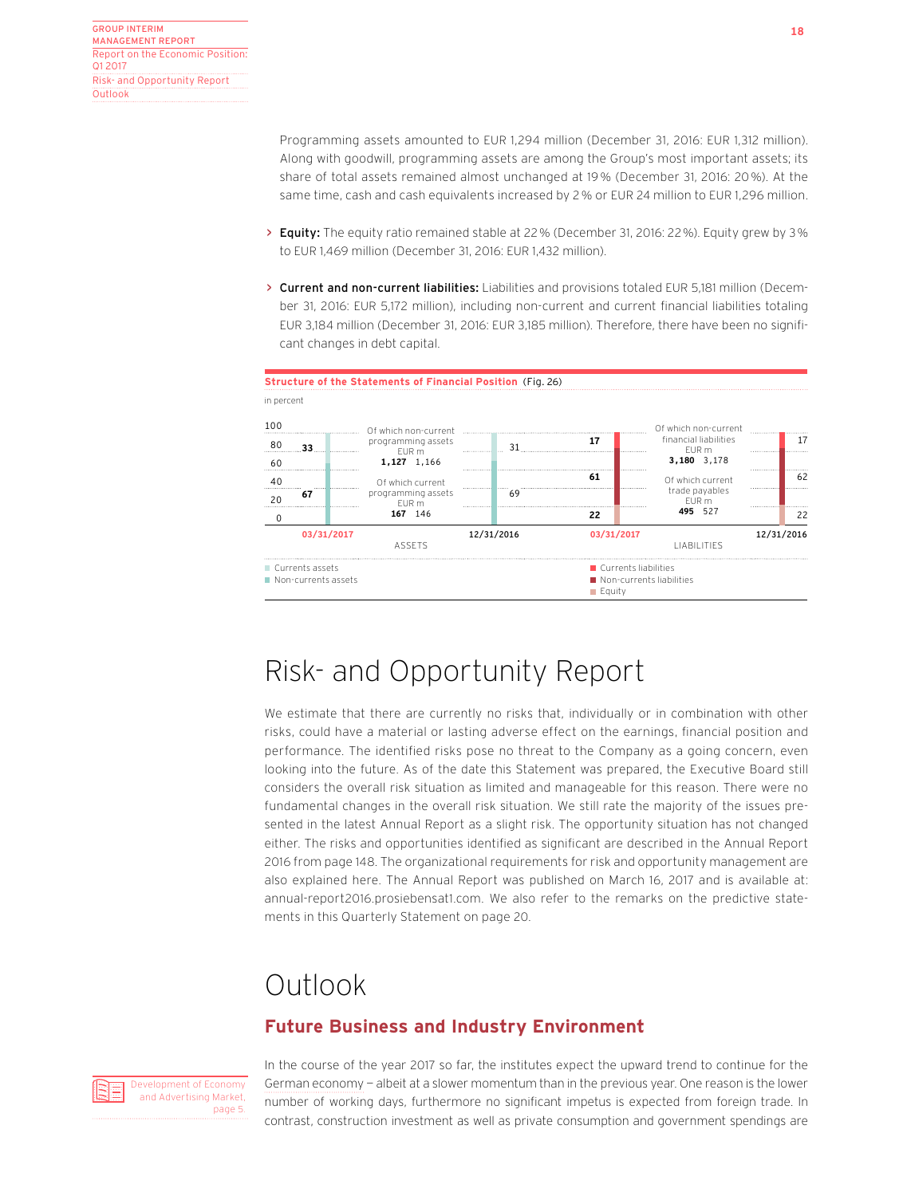Programming assets amounted to EUR 1,294 million (December 31, 2016: EUR 1,312 million). Along with goodwill, programming assets are among the Group's most important assets; its share of total assets remained almost unchanged at 19 % (December 31, 2016: 20 %). At the same time, cash and cash equivalents increased by 2 % or EUR 24 million to EUR 1,296 million.

- **Equity:** The equity ratio remained stable at 22 % (December 31, 2016: 22 %). Equity grew by 3 % to EUR 1,469 million (December 31, 2016: EUR 1,432 million).

- **Current and non-current liabilities:** Liabilities and provisions totaled EUR 5,181 million (December 31, 2016: EUR 5,172 million), including non-current and current financial liabilities totaling EUR 3,184 million (December 31, 2016: EUR 3,185 million). Therefore, there have been no significant changes in debt capital.

**Structure of the Statements of Financial Position** (Fig. 26)

in percent

| ASSETS | 03/31/2017 | 12/31/2016 |
|---|---|---|
| Current assets | 33 | 31 |
| Non-current assets | 67 | 69 |
| Of which non-current programming assets EUR m | 1,127 | 1,166 |
| Of which current programming assets EUR m | 167 | 146 |

| LIABILITIES | 03/31/2017 | 12/31/2016 |
|---|---|---|
| Current liabilities | 17 | 17 |
| Non-current liabilities | 61 | 62 |
| Equity | 22 | 22 |
| Of which non-current financial liabilities EUR m | 3,180 | 3,178 |
| Of which current trade payables EUR m | 495 | 527 |

# Risk- and Opportunity Report

We estimate that there are currently no risks that, individually or in combination with other risks, could have a material or lasting adverse effect on the earnings, financial position and performance. The identified risks pose no threat to the Company as a going concern, even looking into the future. As of the date this Statement was prepared, the Executive Board still considers the overall risk situation as limited and manageable for this reason. There were no fundamental changes in the overall risk situation. We still rate the majority of the issues presented in the latest Annual Report as a slight risk. The opportunity situation has not changed either. The risks and opportunities identified as significant are described in the Annual Report 2016 from page 148. The organizational requirements for risk and opportunity management are also explained here. The Annual Report was published on March 16, 2017 and is available at: annual-report2016.prosiebensat1.com. We also refer to the remarks on the predictive statements in this Quarterly Statement on page 20.

# Outlook

## Future Business and Industry Environment

Development of Economy and Advertising Market, page 5.

In the course of the year 2017 so far, the institutes expect the upward trend to continue for the German economy – albeit at a slower momentum than in the previous year. One reason is the lower number of working days, furthermore no significant impetus is expected from foreign trade. In contrast, construction investment as well as private consumption and government spendings are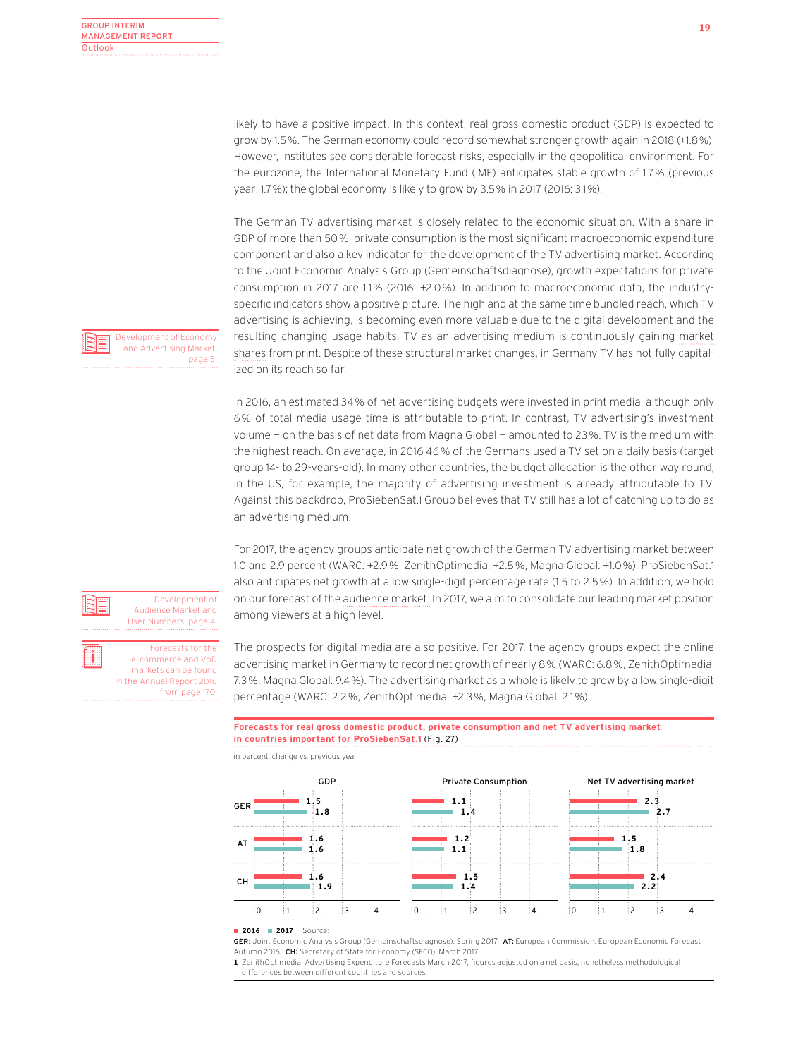likely to have a positive impact. In this context, real gross domestic product (GDP) is expected to grow by 1.5%. The German economy could record somewhat stronger growth again in 2018 (+1.8%). However, institutes see considerable forecast risks, especially in the geopolitical environment. For the eurozone, the International Monetary Fund (IMF) anticipates stable growth of 1.7% (previous year: 1.7%); the global economy is likely to grow by 3.5% in 2017 (2016: 3.1%).

The German TV advertising market is closely related to the economic situation. With a share in GDP of more than 50%, private consumption is the most significant macroeconomic expenditure component and also a key indicator for the development of the TV advertising market. According to the Joint Economic Analysis Group (Gemeinschaftsdiagnose), growth expectations for private consumption in 2017 are 1.1% (2016: +2.0%). In addition to macroeconomic data, the industry-specific indicators show a positive picture. The high and at the same time bundled reach, which TV advertising is achieving, is becoming even more valuable due to the digital development and the resulting changing usage habits. TV as an advertising medium is continuously gaining market shares from print. Despite of these structural market changes, in Germany TV has not fully capitalized on its reach so far.

Development of Economy and Advertising Market, page 5.

In 2016, an estimated 34% of net advertising budgets were invested in print media, although only 6% of total media usage time is attributable to print. In contrast, TV advertising's investment volume — on the basis of net data from Magna Global — amounted to 23%. TV is the medium with the highest reach. On average, in 2016 46% of the Germans used a TV set on a daily basis (target group 14- to 29-years-old). In many other countries, the budget allocation is the other way round; in the US, for example, the majority of advertising investment is already attributable to TV. Against this backdrop, ProSiebenSat.1 Group believes that TV still has a lot of catching up to do as an advertising medium.

For 2017, the agency groups anticipate net growth of the German TV advertising market between 1.0 and 2.9 percent (WARC: +2.9%, ZenithOptimedia: +2.5%, Magna Global: +1.0%). ProSiebenSat.1 also anticipates net growth at a low single-digit percentage rate (1.5 to 2.5%). In addition, we hold on our forecast of the audience market: In 2017, we aim to consolidate our leading market position among viewers at a high level.

Development of Audience Market and User Numbers, page 4.

Forecasts for the e-commerce and VoD markets can be found in the Annual Report 2016 from page 170.

The prospects for digital media are also positive. For 2017, the agency groups expect the online advertising market in Germany to record net growth of nearly 8% (WARC: 6.8%, ZenithOptimedia: 7.3%, Magna Global: 9.4%). The advertising market as a whole is likely to grow by a low single-digit percentage (WARC: 2.2%, ZenithOptimedia: +2.3%, Magna Global: 2.1%).

**Forecasts for real gross domestic product, private consumption and net TV advertising market in countries important for ProSiebenSat.1** (Fig. 27)

in percent, change vs. previous year

| | GDP 2016 | GDP 2017 | Private Consumption 2016 | Private Consumption 2017 | Net TV advertising market[1] 2016 | Net TV advertising market[1] 2017 |
|---|---|---|---|---|---|---|
| GER | 1.5 | 1.8 | 1.1 | 1.4 | 2.3 | 2.7 |
| AT | 1.6 | 1.6 | 1.2 | 1.1 | 1.5 | 1.8 |
| CH | 1.6 | 1.9 | 1.5 | 1.4 | 2.4 | 2.2 |

Source:
**GER:** Joint Economic Analysis Group (Gemeinschaftsdiagnose), Spring 2017. **AT:** European Commission, European Economic Forecast Autumn 2016. **CH:** Secretary of State for Economy (SECO), March 2017.

1 ZenithOptimedia, Advertising Expenditure Forecasts March 2017, figures adjusted on a net basis, nonetheless methodological differences between different countries and sources.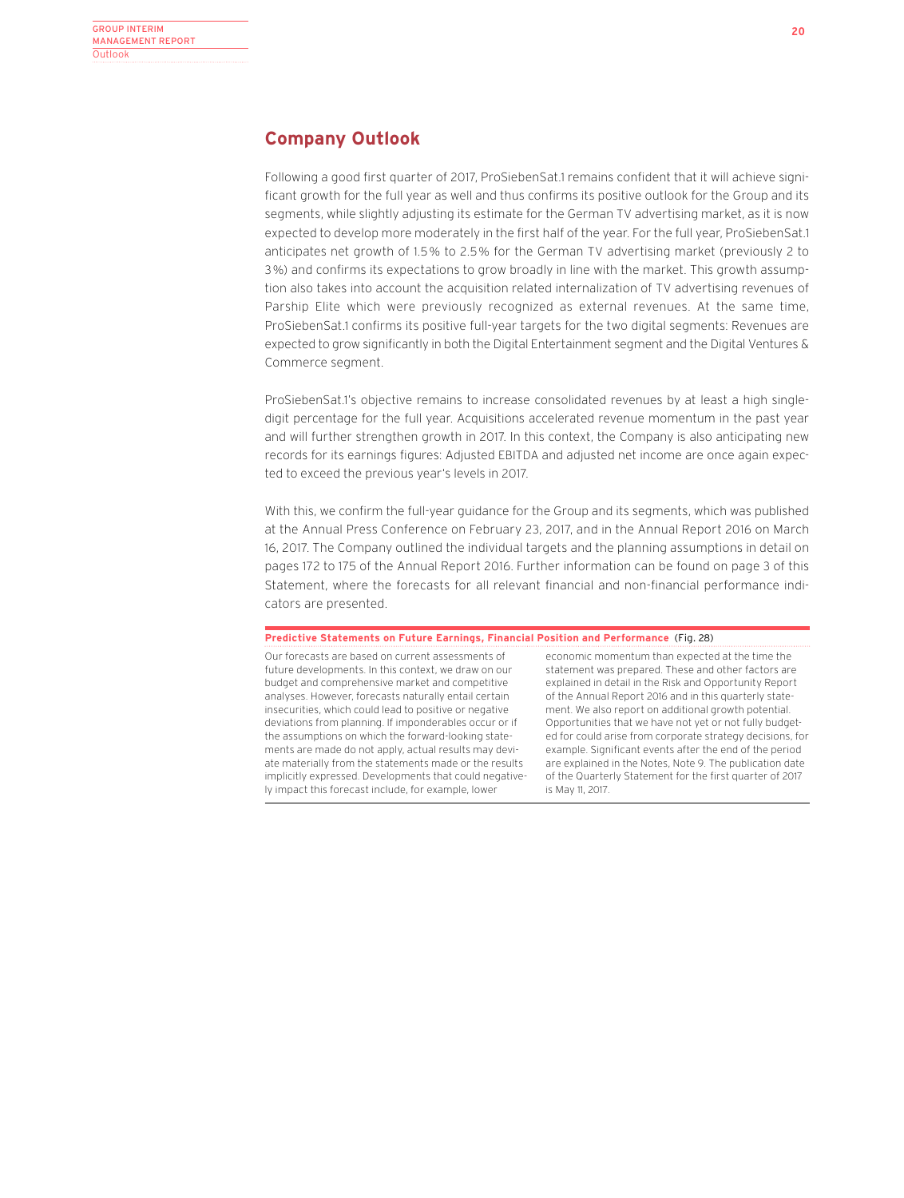## Company Outlook

Following a good first quarter of 2017, ProSiebenSat.1 remains confident that it will achieve significant growth for the full year as well and thus confirms its positive outlook for the Group and its segments, while slightly adjusting its estimate for the German TV advertising market, as it is now expected to develop more moderately in the first half of the year. For the full year, ProSiebenSat.1 anticipates net growth of 1.5% to 2.5% for the German TV advertising market (previously 2 to 3%) and confirms its expectations to grow broadly in line with the market. This growth assumption also takes into account the acquisition related internalization of TV advertising revenues of Parship Elite which were previously recognized as external revenues. At the same time, ProSiebenSat.1 confirms its positive full-year targets for the two digital segments: Revenues are expected to grow significantly in both the Digital Entertainment segment and the Digital Ventures & Commerce segment.

ProSiebenSat.1's objective remains to increase consolidated revenues by at least a high single-digit percentage for the full year. Acquisitions accelerated revenue momentum in the past year and will further strengthen growth in 2017. In this context, the Company is also anticipating new records for its earnings figures: Adjusted EBITDA and adjusted net income are once again expected to exceed the previous year's levels in 2017.

With this, we confirm the full-year guidance for the Group and its segments, which was published at the Annual Press Conference on February 23, 2017, and in the Annual Report 2016 on March 16, 2017. The Company outlined the individual targets and the planning assumptions in detail on pages 172 to 175 of the Annual Report 2016. Further information can be found on page 3 of this Statement, where the forecasts for all relevant financial and non-financial performance indicators are presented.

**Predictive Statements on Future Earnings, Financial Position and Performance** (Fig. 28)

Our forecasts are based on current assessments of future developments. In this context, we draw on our budget and comprehensive market and competitive analyses. However, forecasts naturally entail certain insecurities, which could lead to positive or negative deviations from planning. If imponderables occur or if the assumptions on which the forward-looking statements are made do not apply, actual results may deviate materially from the statements made or the results implicitly expressed. Developments that could negatively impact this forecast include, for example, lower economic momentum than expected at the time the statement was prepared. These and other factors are explained in detail in the Risk and Opportunity Report of the Annual Report 2016 and in this quarterly statement. We also report on additional growth potential. Opportunities that we have not yet or not fully budgeted for could arise from corporate strategy decisions, for example. Significant events after the end of the period are explained in the Notes, Note 9. The publication date of the Quarterly Statement for the first quarter of 2017 is May 11, 2017.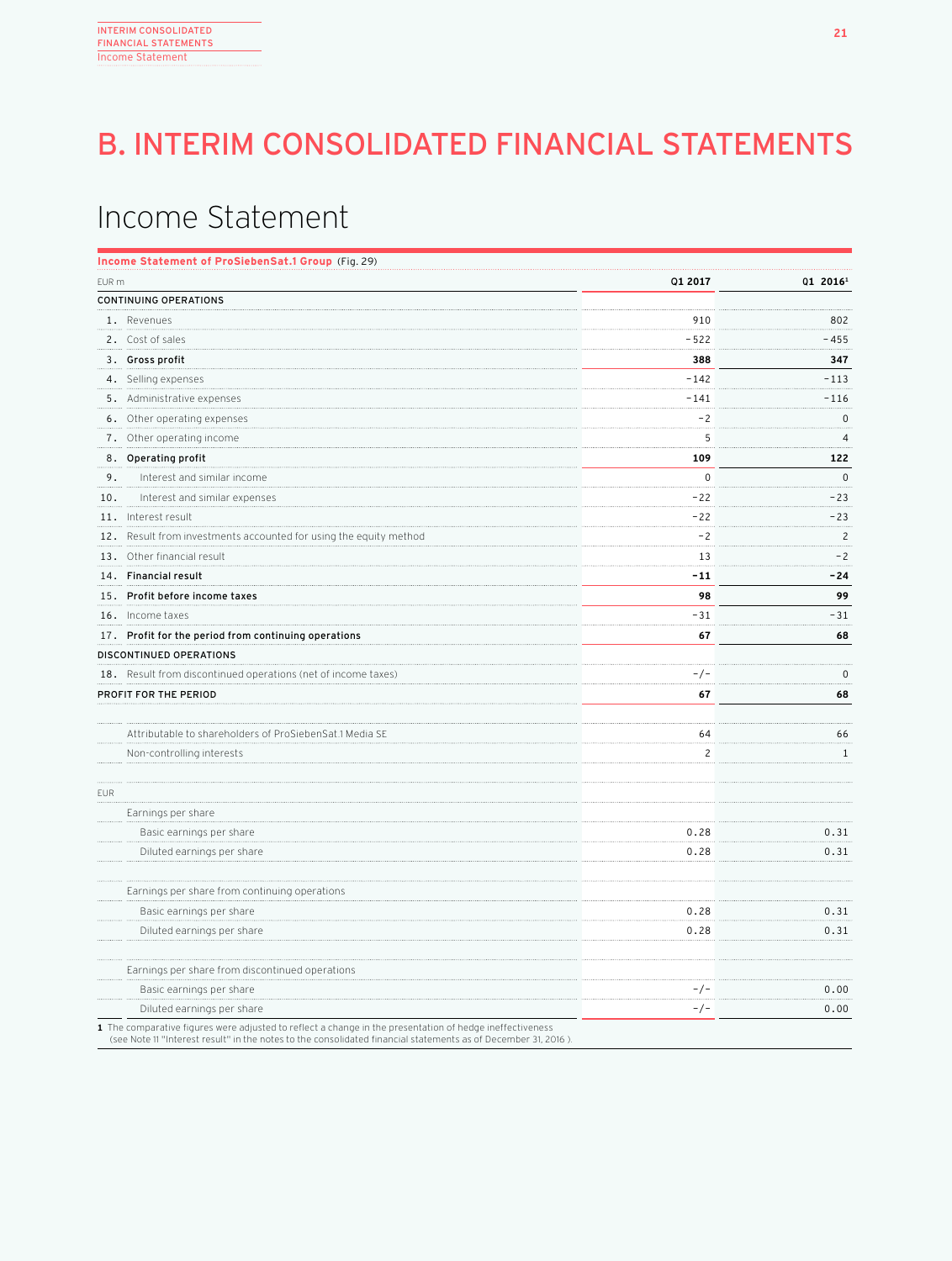# B. INTERIM CONSOLIDATED FINANCIAL STATEMENTS

## Income Statement

**Income Statement of ProSiebenSat.1 Group** (Fig. 29)

| EUR m | | Q1 2017 | Q1 2016[1] |
|---|---|---|---|
| **CONTINUING OPERATIONS** | | | |
| 1. | Revenues | 910 | 802 |
| 2. | Cost of sales | −522 | −455 |
| 3. | **Gross profit** | **388** | **347** |
| 4. | Selling expenses | −142 | −113 |
| 5. | Administrative expenses | −141 | −116 |
| 6. | Other operating expenses | −2 | 0 |
| 7. | Other operating income | 5 | 4 |
| 8. | **Operating profit** | **109** | **122** |
| 9. | Interest and similar income | 0 | 0 |
| 10. | Interest and similar expenses | −22 | −23 |
| 11. | Interest result | −22 | −23 |
| 12. | Result from investments accounted for using the equity method | −2 | 2 |
| 13. | Other financial result | 13 | −2 |
| 14. | **Financial result** | **−11** | **−24** |
| 15. | **Profit before income taxes** | **98** | **99** |
| 16. | Income taxes | −31 | −31 |
| 17. | **Profit for the period from continuing operations** | **67** | **68** |
| **DISCONTINUED OPERATIONS** | | | |
| 18. | Result from discontinued operations (net of income taxes) | −/− | 0 |
| **PROFIT FOR THE PERIOD** | | **67** | **68** |
| | | | |
| | Attributable to shareholders of ProSiebenSat.1 Media SE | 64 | 66 |
| | Non-controlling interests | 2 | 1 |
| | | | |
| EUR | | | |
| | Earnings per share | | |
| | Basic earnings per share | 0.28 | 0.31 |
| | Diluted earnings per share | 0.28 | 0.31 |
| | | | |
| | Earnings per share from continuing operations | | |
| | Basic earnings per share | 0.28 | 0.31 |
| | Diluted earnings per share | 0.28 | 0.31 |
| | | | |
| | Earnings per share from discontinued operations | | |
| | Basic earnings per share | −/− | 0.00 |
| | Diluted earnings per share | −/− | 0.00 |

1 The comparative figures were adjusted to reflect a change in the presentation of hedge ineffectiveness (see Note 11 "Interest result" in the notes to the consolidated financial statements as of December 31, 2016 ).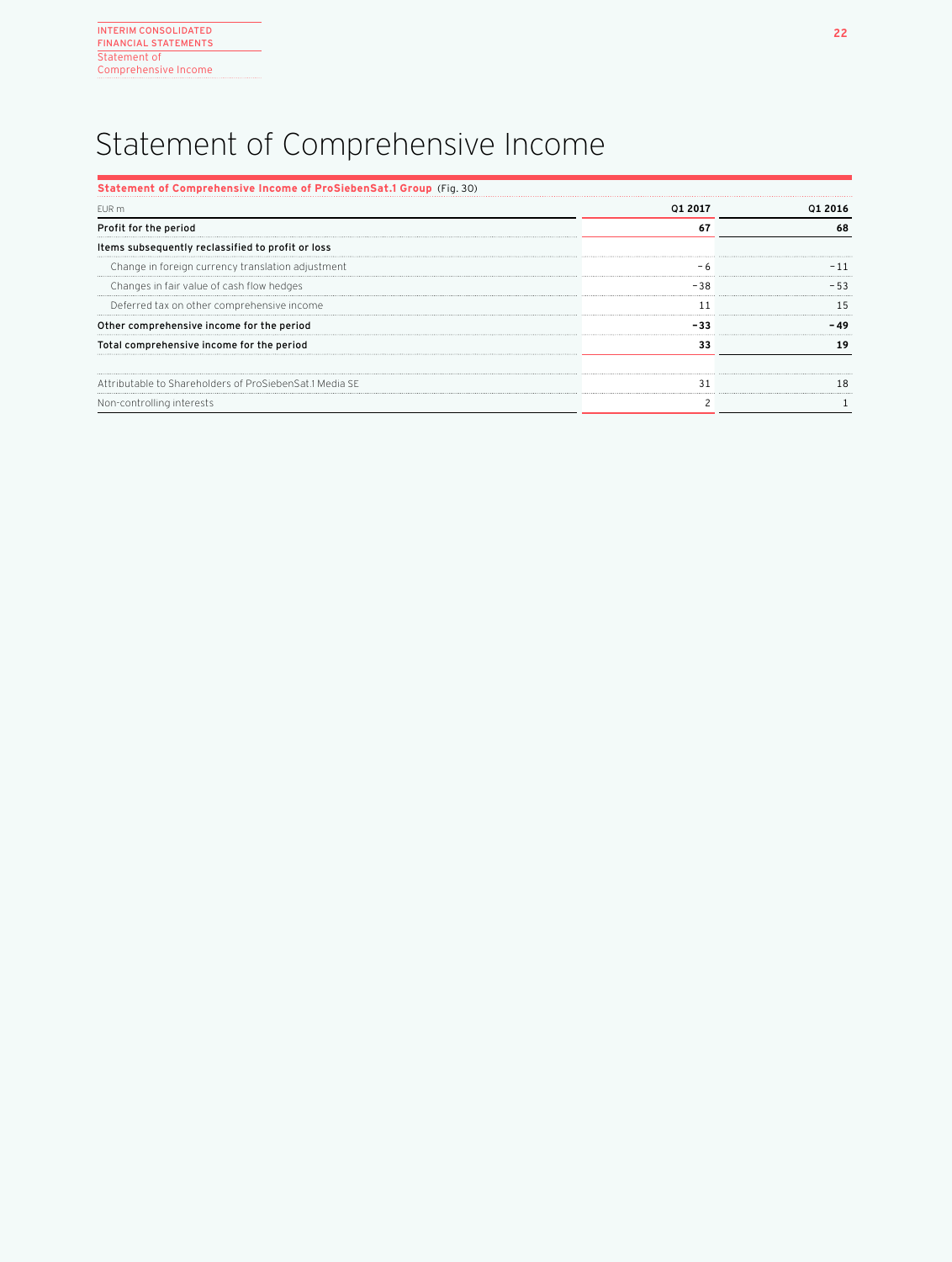# Statement of Comprehensive Income

**Statement of Comprehensive Income of ProSiebenSat.1 Group** (Fig. 30)

| EUR m | Q1 2017 | Q1 2016 |
|---|---|---|
| **Profit for the period** | **67** | **68** |
| **Items subsequently reclassified to profit or loss** | | |
| Change in foreign currency translation adjustment | −6 | −11 |
| Changes in fair value of cash flow hedges | −38 | −53 |
| Deferred tax on other comprehensive income | 11 | 15 |
| **Other comprehensive income for the period** | **−33** | **−49** |
| **Total comprehensive income for the period** | **33** | **19** |
| | | |
| Attributable to Shareholders of ProSiebenSat.1 Media SE | 31 | 18 |
| Non-controlling interests | 2 | 1 |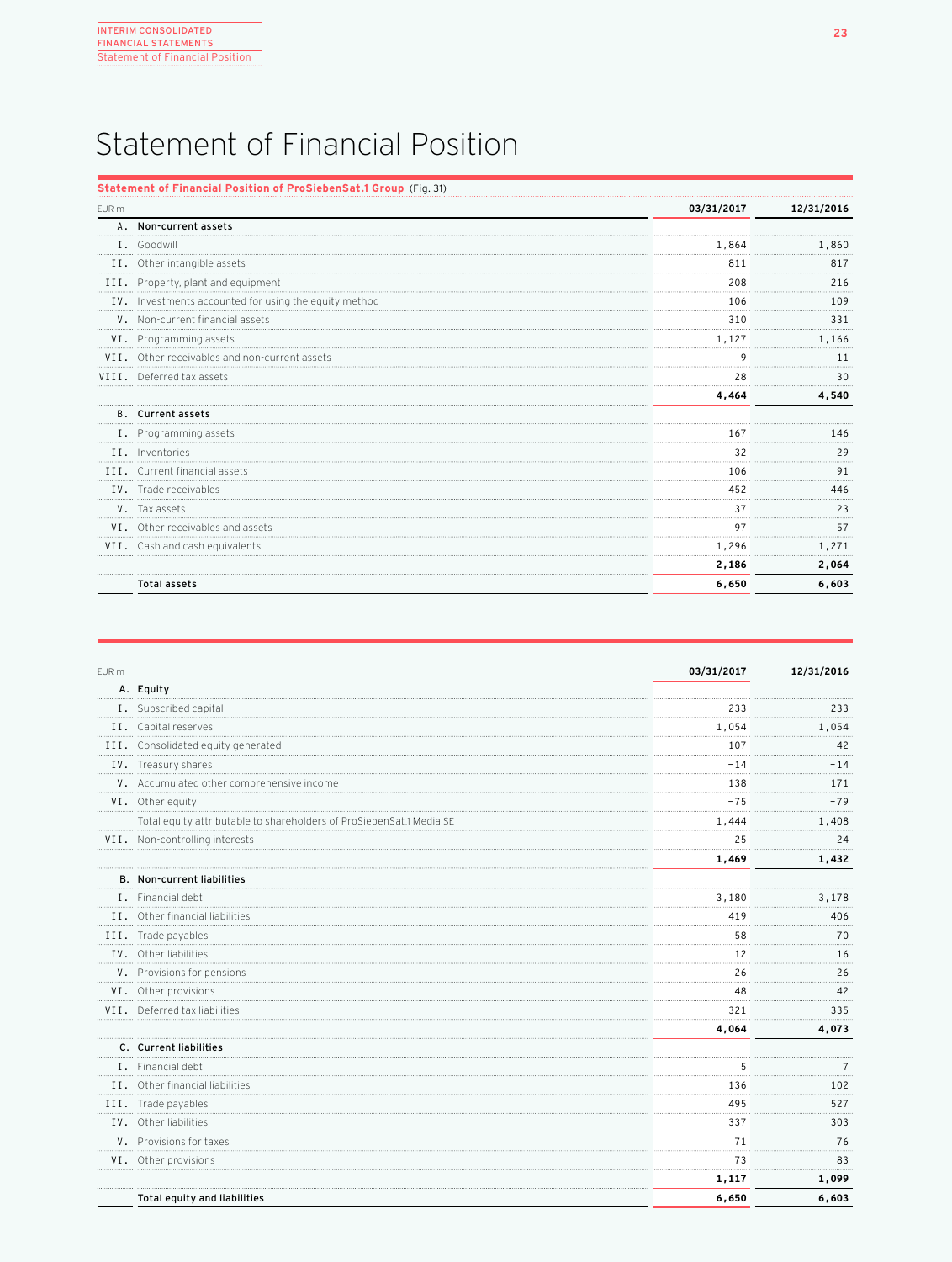# Statement of Financial Position

**Statement of Financial Position of ProSiebenSat.1 Group** (Fig. 31)

| EUR m | | 03/31/2017 | 12/31/2016 |
|---|---|---|---|
| **A.** | **Non-current assets** | | |
| I. | Goodwill | 1,864 | 1,860 |
| II. | Other intangible assets | 811 | 817 |
| III. | Property, plant and equipment | 208 | 216 |
| IV. | Investments accounted for using the equity method | 106 | 109 |
| V. | Non-current financial assets | 310 | 331 |
| VI. | Programming assets | 1,127 | 1,166 |
| VII. | Other receivables and non-current assets | 9 | 11 |
| VIII. | Deferred tax assets | 28 | 30 |
| | | **4,464** | **4,540** |
| **B.** | **Current assets** | | |
| I. | Programming assets | 167 | 146 |
| II. | Inventories | 32 | 29 |
| III. | Current financial assets | 106 | 91 |
| IV. | Trade receivables | 452 | 446 |
| V. | Tax assets | 37 | 23 |
| VI. | Other receivables and assets | 97 | 57 |
| VII. | Cash and cash equivalents | 1,296 | 1,271 |
| | | **2,186** | **2,064** |
| | **Total assets** | **6,650** | **6,603** |

| EUR m | | 03/31/2017 | 12/31/2016 |
|---|---|---|---|
| **A.** | **Equity** | | |
| I. | Subscribed capital | 233 | 233 |
| II. | Capital reserves | 1,054 | 1,054 |
| III. | Consolidated equity generated | 107 | 42 |
| IV. | Treasury shares | -14 | -14 |
| V. | Accumulated other comprehensive income | 138 | 171 |
| VI. | Other equity | -75 | -79 |
| | Total equity attributable to shareholders of ProSiebenSat.1 Media SE | 1,444 | 1,408 |
| VII. | Non-controlling interests | 25 | 24 |
| | | **1,469** | **1,432** |
| **B.** | **Non-current liabilities** | | |
| I. | Financial debt | 3,180 | 3,178 |
| II. | Other financial liabilities | 419 | 406 |
| III. | Trade payables | 58 | 70 |
| IV. | Other liabilities | 12 | 16 |
| V. | Provisions for pensions | 26 | 26 |
| VI. | Other provisions | 48 | 42 |
| VII. | Deferred tax liabilities | 321 | 335 |
| | | **4,064** | **4,073** |
| **C.** | **Current liabilities** | | |
| I. | Financial debt | 5 | 7 |
| II. | Other financial liabilities | 136 | 102 |
| III. | Trade payables | 495 | 527 |
| IV. | Other liabilities | 337 | 303 |
| V. | Provisions for taxes | 71 | 76 |
| VI. | Other provisions | 73 | 83 |
| | | **1,117** | **1,099** |
| | **Total equity and liabilities** | **6,650** | **6,603** |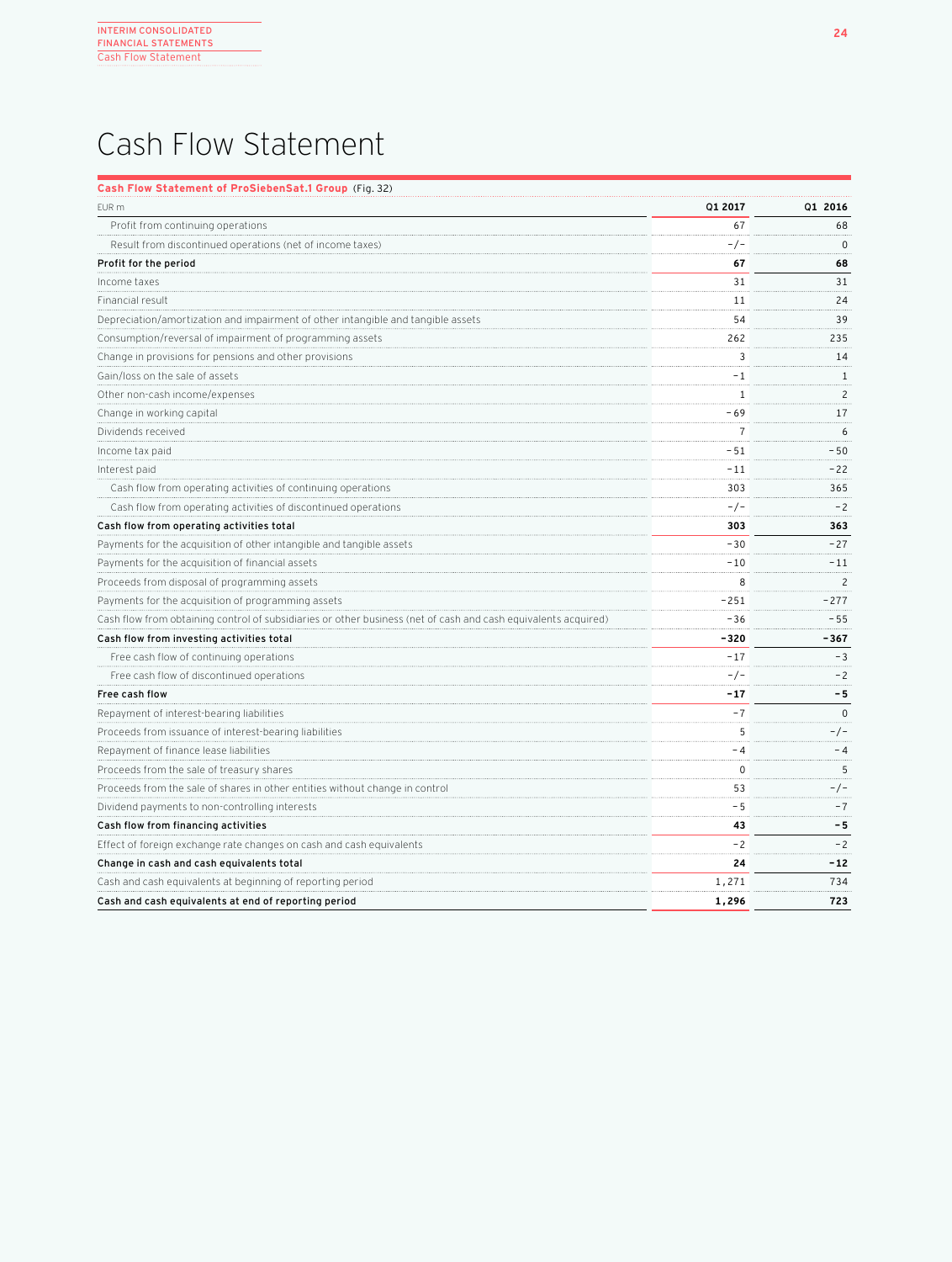# Cash Flow Statement

**Cash Flow Statement of ProSiebenSat.1 Group** (Fig. 32)

| EUR m | Q1 2017 | Q1 2016 |
|---|---|---|
| Profit from continuing operations | 67 | 68 |
| Result from discontinued operations (net of income taxes) | -/- | 0 |
| **Profit for the period** | **67** | **68** |
| Income taxes | 31 | 31 |
| Financial result | 11 | 24 |
| Depreciation/amortization and impairment of other intangible and tangible assets | 54 | 39 |
| Consumption/reversal of impairment of programming assets | 262 | 235 |
| Change in provisions for pensions and other provisions | 3 | 14 |
| Gain/loss on the sale of assets | -1 | 1 |
| Other non-cash income/expenses | 1 | 2 |
| Change in working capital | -69 | 17 |
| Dividends received | 7 | 6 |
| Income tax paid | -51 | -50 |
| Interest paid | -11 | -22 |
| Cash flow from operating activities of continuing operations | 303 | 365 |
| Cash flow from operating activities of discontinued operations | -/- | -2 |
| **Cash flow from operating activities total** | **303** | **363** |
| Payments for the acquisition of other intangible and tangible assets | -30 | -27 |
| Payments for the acquisition of financial assets | -10 | -11 |
| Proceeds from disposal of programming assets | 8 | 2 |
| Payments for the acquisition of programming assets | -251 | -277 |
| Cash flow from obtaining control of subsidiaries or other business (net of cash and cash equivalents acquired) | -36 | -55 |
| **Cash flow from investing activities total** | **-320** | **-367** |
| Free cash flow of continuing operations | -17 | -3 |
| Free cash flow of discontinued operations | -/- | -2 |
| **Free cash flow** | **-17** | **-5** |
| Repayment of interest-bearing liabilities | -7 | 0 |
| Proceeds from issuance of interest-bearing liabilities | 5 | -/- |
| Repayment of finance lease liabilities | -4 | -4 |
| Proceeds from the sale of treasury shares | 0 | 5 |
| Proceeds from the sale of shares in other entities without change in control | 53 | -/- |
| Dividend payments to non-controlling interests | -5 | -7 |
| **Cash flow from financing activities** | **43** | **-5** |
| Effect of foreign exchange rate changes on cash and cash equivalents | -2 | -2 |
| **Change in cash and cash equivalents total** | **24** | **-12** |
| Cash and cash equivalents at beginning of reporting period | 1,271 | 734 |
| **Cash and cash equivalents at end of reporting period** | **1,296** | **723** |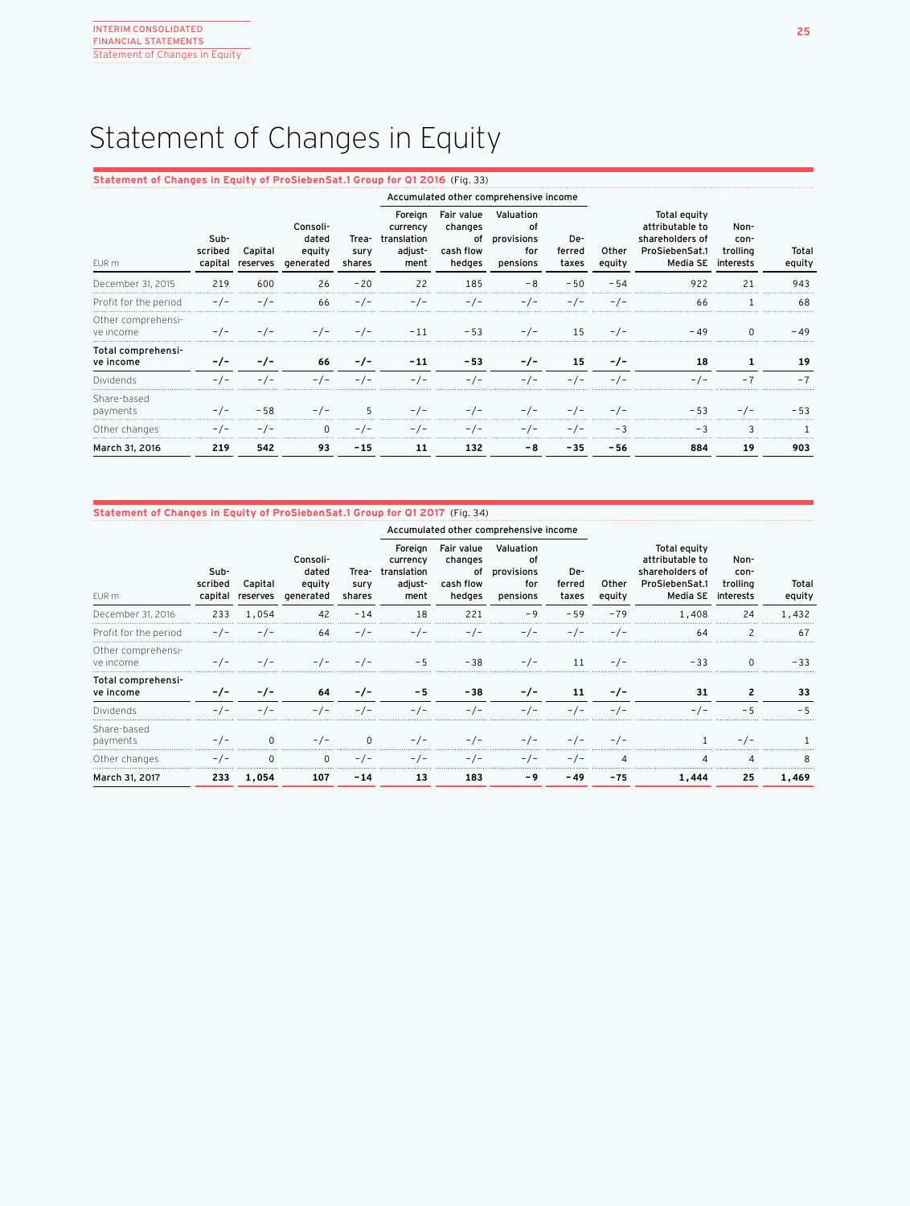// Statement of Changes in Equity

**Statement of Changes in Equity of ProSiebenSat.1 Group for Q1 2016** (Fig. 33)

| EUR m | Subscribed capital | Capital reserves | Consolidated equity generated | Treasury shares | Accumulated other comprehensive income: Foreign currency translation adjustment | Fair value changes of cash flow hedges | Valuation of provisions for pensions | Deferred taxes | Other equity | Total equity attributable to shareholders of ProSiebenSat.1 Media SE | Non-controlling interests | Total equity |
|---|---|---|---|---|---|---|---|---|---|---|---|---|
| December 31, 2015 | 219 | 600 | 26 | −20 | 22 | 185 | −8 | −50 | −54 | 922 | 21 | 943 |
| Profit for the period | -/- | -/- | 66 | -/- | -/- | -/- | -/- | -/- | -/- | 66 | 1 | 68 |
| Other comprehensive income | -/- | -/- | -/- | -/- | −11 | −53 | -/- | 15 | -/- | −49 | 0 | −49 |
| **Total comprehensive income** | **-/-** | **-/-** | **66** | **-/-** | **−11** | **−53** | **-/-** | **15** | **-/-** | **18** | **1** | **19** |
| Dividends | -/- | -/- | -/- | -/- | -/- | -/- | -/- | -/- | -/- | -/- | −7 | −7 |
| Share-based payments | -/- | −58 | -/- | 5 | -/- | -/- | -/- | -/- | -/- | −53 | -/- | −53 |
| Other changes | -/- | -/- | 0 | -/- | -/- | -/- | -/- | -/- | −3 | −3 | 3 | 1 |
| **March 31, 2016** | **219** | **542** | **93** | **−15** | **11** | **132** | **−8** | **−35** | **−56** | **884** | **19** | **903** |

**Statement of Changes in Equity of ProSiebenSat.1 Group for Q1 2017** (Fig. 34)

| EUR m | Subscribed capital | Capital reserves | Consolidated equity generated | Treasury shares | Accumulated other comprehensive income: Foreign currency translation adjustment | Fair value changes of cash flow hedges | Valuation of provisions for pensions | Deferred taxes | Other equity | Total equity attributable to shareholders of ProSiebenSat.1 Media SE | Non-controlling interests | Total equity |
|---|---|---|---|---|---|---|---|---|---|---|---|---|
| December 31, 2016 | 233 | 1,054 | 42 | −14 | 18 | 221 | −9 | −59 | −79 | 1,408 | 24 | 1,432 |
| Profit for the period | -/- | -/- | 64 | -/- | -/- | -/- | -/- | -/- | -/- | 64 | 2 | 67 |
| Other comprehensive income | -/- | -/- | -/- | -/- | −5 | −38 | -/- | 11 | -/- | −33 | 0 | −33 |
| **Total comprehensive income** | **-/-** | **-/-** | **64** | **-/-** | **−5** | **−38** | **-/-** | **11** | **-/-** | **31** | **2** | **33** |
| Dividends | -/- | -/- | -/- | -/- | -/- | -/- | -/- | -/- | -/- | -/- | −5 | −5 |
| Share-based payments | -/- | 0 | -/- | 0 | -/- | -/- | -/- | -/- | -/- | 1 | -/- | 1 |
| Other changes | -/- | 0 | 0 | -/- | -/- | -/- | -/- | -/- | 4 | 4 | 4 | 8 |
| **March 31, 2017** | **233** | **1,054** | **107** | **−14** | **13** | **183** | **−9** | **−49** | **−75** | **1,444** | **25** | **1,469** |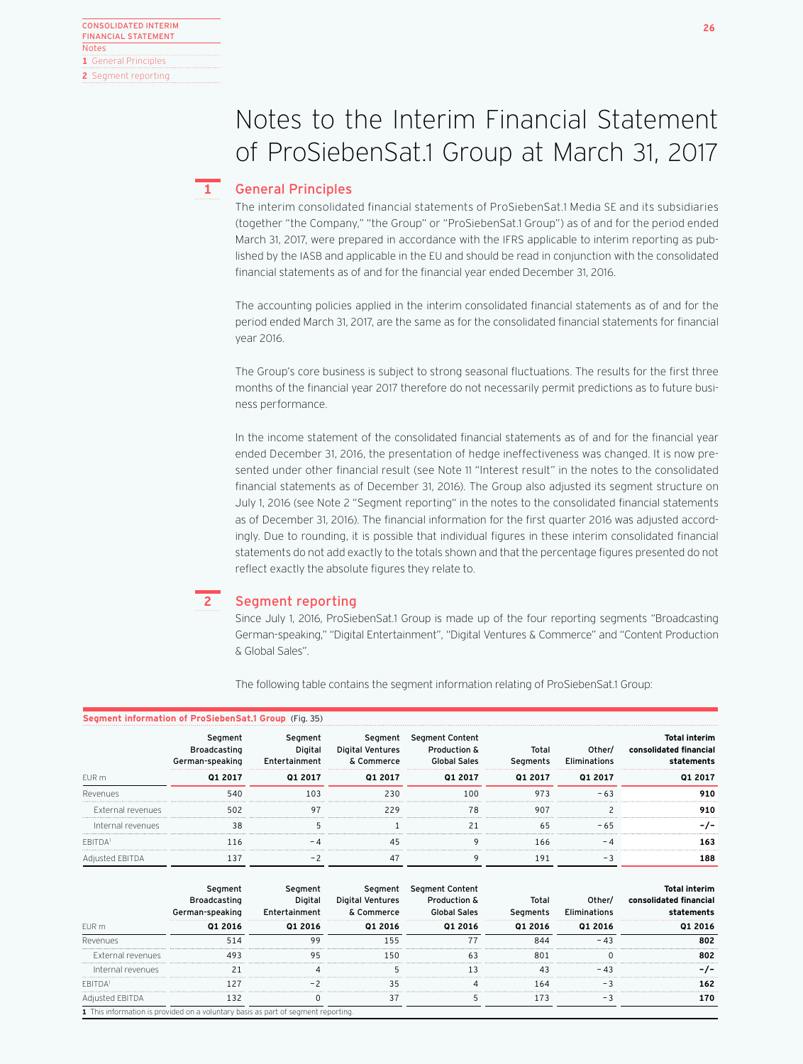# Notes to the Interim Financial Statement of ProSiebenSat.1 Group at March 31, 2017

## 1 General Principles

The interim consolidated financial statements of ProSiebenSat.1 Media SE and its subsidiaries (together "the Company," "the Group" or "ProSiebenSat.1 Group") as of and for the period ended March 31, 2017, were prepared in accordance with the IFRS applicable to interim reporting as published by the IASB and applicable in the EU and should be read in conjunction with the consolidated financial statements as of and for the financial year ended December 31, 2016.

The accounting policies applied in the interim consolidated financial statements as of and for the period ended March 31, 2017, are the same as for the consolidated financial statements for financial year 2016.

The Group's core business is subject to strong seasonal fluctuations. The results for the first three months of the financial year 2017 therefore do not necessarily permit predictions as to future business performance.

In the income statement of the consolidated financial statements as of and for the financial year ended December 31, 2016, the presentation of hedge ineffectiveness was changed. It is now presented under other financial result (see Note 11 "Interest result" in the notes to the consolidated financial statements as of December 31, 2016). The Group also adjusted its segment structure on July 1, 2016 (see Note 2 "Segment reporting" in the notes to the consolidated financial statements as of December 31, 2016). The financial information for the first quarter 2016 was adjusted accordingly. Due to rounding, it is possible that individual figures in these interim consolidated financial statements do not add exactly to the totals shown and that the percentage figures presented do not reflect exactly the absolute figures they relate to.

## 2 Segment reporting

Since July 1, 2016, ProSiebenSat.1 Group is made up of the four reporting segments "Broadcasting German-speaking," "Digital Entertainment", "Digital Ventures & Commerce" and "Content Production & Global Sales".

The following table contains the segment information relating of ProSiebenSat.1 Group:

**Segment information of ProSiebenSat.1 Group** (Fig. 35)

| EUR m | Segment Broadcasting German-speaking | Segment Digital Entertainment | Segment Digital Ventures & Commerce | Segment Content Production & Global Sales | Total Segments | Other/ Eliminations | Total interim consolidated financial statements |
|---|---|---|---|---|---|---|---|
| | **Q1 2017** | **Q1 2017** | **Q1 2017** | **Q1 2017** | **Q1 2017** | **Q1 2017** | **Q1 2017** |
| Revenues | 540 | 103 | 230 | 100 | 973 | −63 | **910** |
| External revenues | 502 | 97 | 229 | 78 | 907 | 2 | **910** |
| Internal revenues | 38 | 5 | 1 | 21 | 65 | −65 | **-/-** |
| EBITDA[1] | 116 | −4 | 45 | 9 | 166 | −4 | **163** |
| Adjusted EBITDA | 137 | −2 | 47 | 9 | 191 | −3 | **188** |

| EUR m | Segment Broadcasting German-speaking | Segment Digital Entertainment | Segment Digital Ventures & Commerce | Segment Content Production & Global Sales | Total Segments | Other/ Eliminations | Total interim consolidated financial statements |
|---|---|---|---|---|---|---|---|
| | **Q1 2016** | **Q1 2016** | **Q1 2016** | **Q1 2016** | **Q1 2016** | **Q1 2016** | **Q1 2016** |
| Revenues | 514 | 99 | 155 | 77 | 844 | −43 | **802** |
| External revenues | 493 | 95 | 150 | 63 | 801 | 0 | **802** |
| Internal revenues | 21 | 4 | 5 | 13 | 43 | −43 | **-/-** |
| EBITDA[1] | 127 | −2 | 35 | 4 | 164 | −3 | **162** |
| Adjusted EBITDA | 132 | 0 | 37 | 5 | 173 | −3 | **170** |

1 This information is provided on a voluntary basis as part of segment reporting.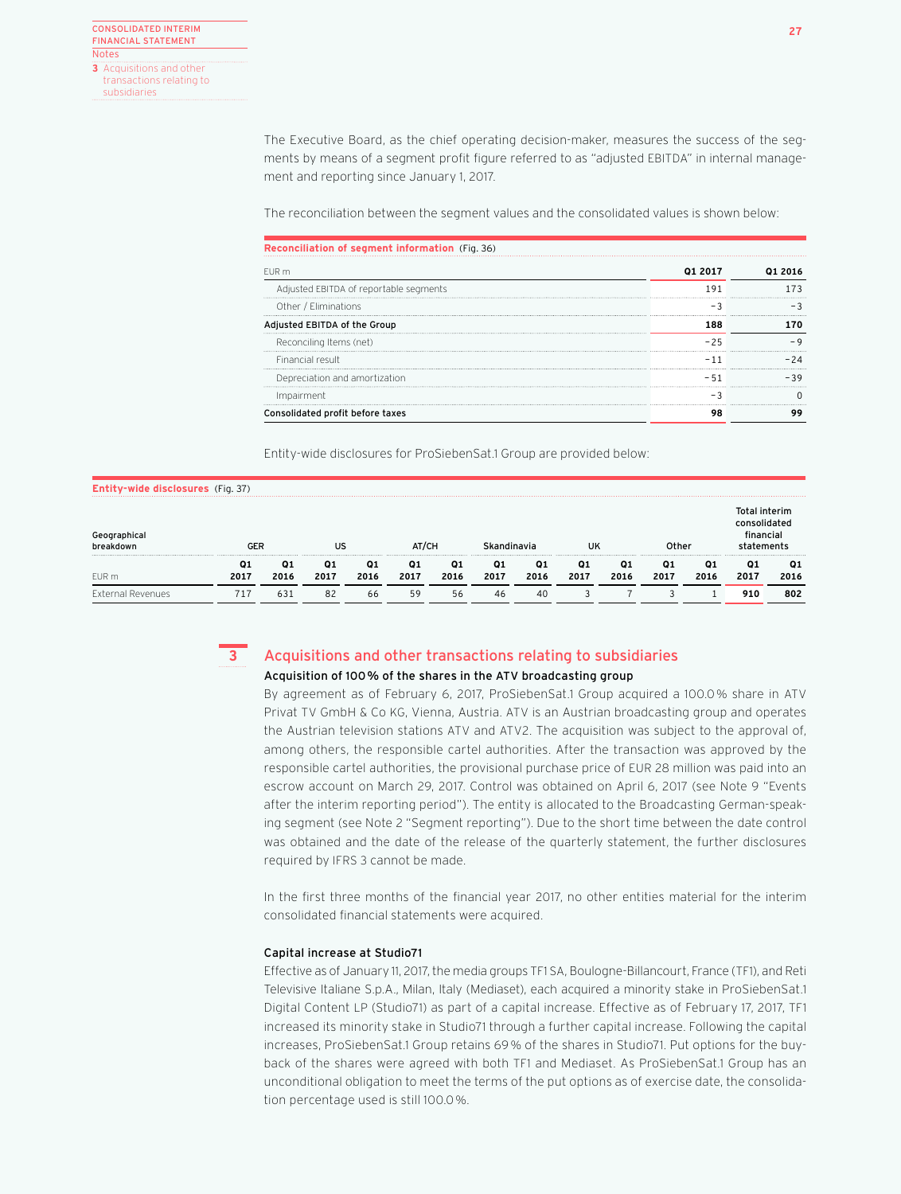The Executive Board, as the chief operating decision-maker, measures the success of the segments by means of a segment profit figure referred to as "adjusted EBITDA" in internal management and reporting since January 1, 2017.

The reconciliation between the segment values and the consolidated values is shown below:

**Reconciliation of segment information** (Fig. 36)

| EUR m | Q1 2017 | Q1 2016 |
|---|---|---|
| Adjusted EBITDA of reportable segments | 191 | 173 |
| Other / Eliminations | −3 | −3 |
| **Adjusted EBITDA of the Group** | **188** | **170** |
| Reconciling Items (net) | −25 | −9 |
| Financial result | −11 | −24 |
| Depreciation and amortization | −51 | −39 |
| Impairment | −3 | 0 |
| **Consolidated profit before taxes** | **98** | **99** |

Entity-wide disclosures for ProSiebenSat.1 Group are provided below:

**Entity-wide disclosures** (Fig. 37)

| Geographical breakdown | GER | | US | | AT/CH | | Skandinavia | | UK | | Other | | Total interim consolidated financial statements | |
|---|---|---|---|---|---|---|---|---|---|---|---|---|---|---|
| EUR m | Q1 2017 | Q1 2016 | Q1 2017 | Q1 2016 | Q1 2017 | Q1 2016 | Q1 2017 | Q1 2016 | Q1 2017 | Q1 2016 | Q1 2017 | Q1 2016 | Q1 2017 | Q1 2016 |
| External Revenues | 717 | 631 | 82 | 66 | 59 | 56 | 46 | 40 | 3 | 7 | 3 | 1 | **910** | **802** |

## 3 Acquisitions and other transactions relating to subsidiaries

### Acquisition of 100 % of the shares in the ATV broadcasting group

By agreement as of February 6, 2017, ProSiebenSat.1 Group acquired a 100.0 % share in ATV Privat TV GmbH & Co KG, Vienna, Austria. ATV is an Austrian broadcasting group and operates the Austrian television stations ATV and ATV2. The acquisition was subject to the approval of, among others, the responsible cartel authorities. After the transaction was approved by the responsible cartel authorities, the provisional purchase price of EUR 28 million was paid into an escrow account on March 29, 2017. Control was obtained on April 6, 2017 (see Note 9 "Events after the interim reporting period"). The entity is allocated to the Broadcasting German-speaking segment (see Note 2 "Segment reporting"). Due to the short time between the date control was obtained and the date of the release of the quarterly statement, the further disclosures required by IFRS 3 cannot be made.

In the first three months of the financial year 2017, no other entities material for the interim consolidated financial statements were acquired.

### Capital increase at Studio71

Effective as of January 11, 2017, the media groups TF1 SA, Boulogne-Billancourt, France (TF1), and Reti Televisive Italiane S.p.A., Milan, Italy (Mediaset), each acquired a minority stake in ProSiebenSat.1 Digital Content LP (Studio71) as part of a capital increase. Effective as of February 17, 2017, TF1 increased its minority stake in Studio71 through a further capital increase. Following the capital increases, ProSiebenSat.1 Group retains 69 % of the shares in Studio71. Put options for the buyback of the shares were agreed with both TF1 and Mediaset. As ProSiebenSat.1 Group has an unconditional obligation to meet the terms of the put options as of exercise date, the consolidation percentage used is still 100.0 %.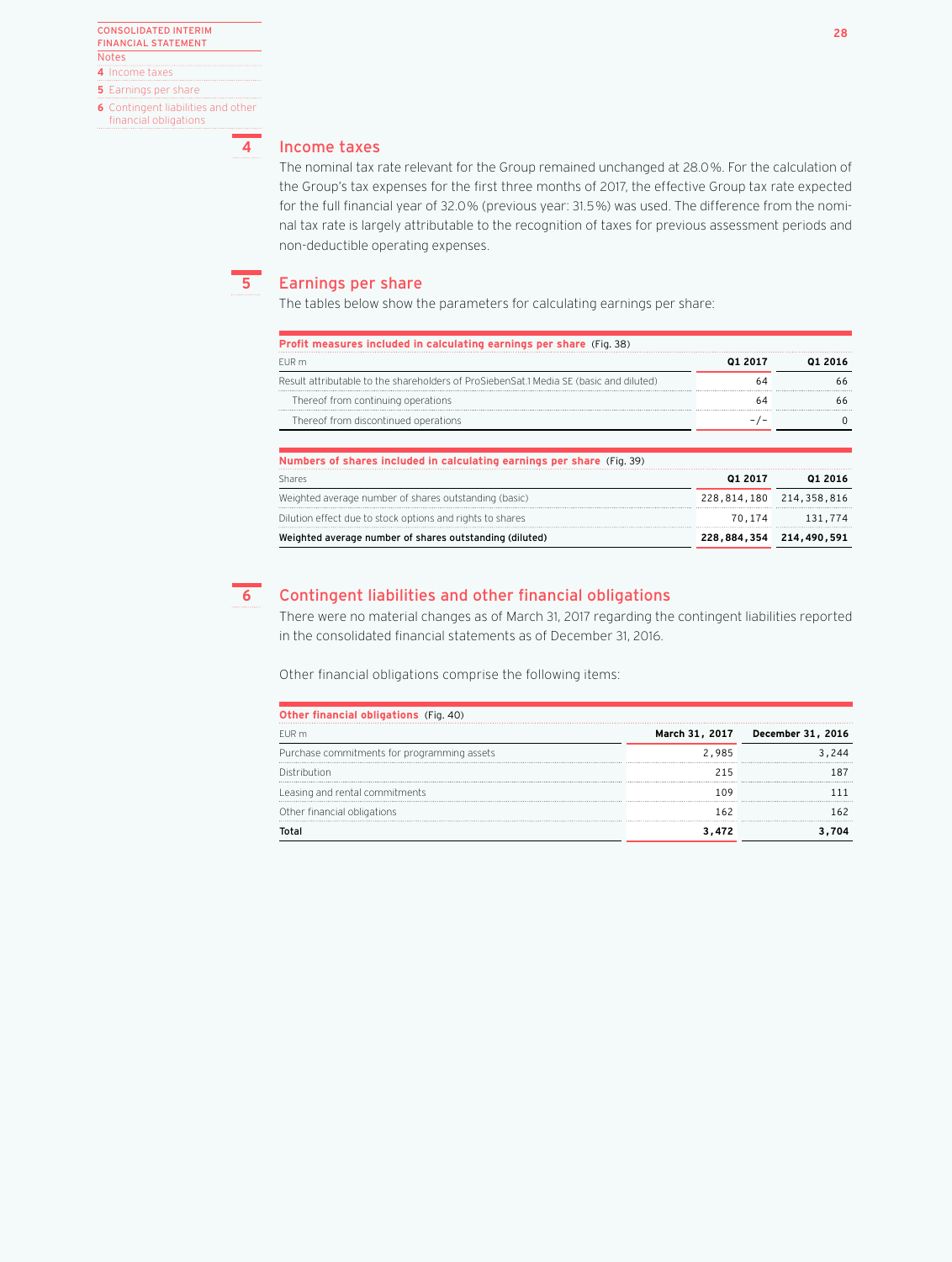## 4 Income taxes

The nominal tax rate relevant for the Group remained unchanged at 28.0%. For the calculation of the Group's tax expenses for the first three months of 2017, the effective Group tax rate expected for the full financial year of 32.0% (previous year: 31.5%) was used. The difference from the nominal tax rate is largely attributable to the recognition of taxes for previous assessment periods and non-deductible operating expenses.

## 5 Earnings per share

The tables below show the parameters for calculating earnings per share:

**Profit measures included in calculating earnings per share** (Fig. 38)

| EUR m | Q1 2017 | Q1 2016 |
|---|---|---|
| Result attributable to the shareholders of ProSiebenSat.1 Media SE (basic and diluted) | 64 | 66 |
| Thereof from continuing operations | 64 | 66 |
| Thereof from discontinued operations | -/- | 0 |

**Numbers of shares included in calculating earnings per share** (Fig. 39)

| Shares | Q1 2017 | Q1 2016 |
|---|---|---|
| Weighted average number of shares outstanding (basic) | 228,814,180 | 214,358,816 |
| Dilution effect due to stock options and rights to shares | 70,174 | 131,774 |
| **Weighted average number of shares outstanding (diluted)** | **228,884,354** | **214,490,591** |

## 6 Contingent liabilities and other financial obligations

There were no material changes as of March 31, 2017 regarding the contingent liabilities reported in the consolidated financial statements as of December 31, 2016.

Other financial obligations comprise the following items:

**Other financial obligations** (Fig. 40)

| EUR m | March 31, 2017 | December 31, 2016 |
|---|---|---|
| Purchase commitments for programming assets | 2,985 | 3,244 |
| Distribution | 215 | 187 |
| Leasing and rental commitments | 109 | 111 |
| Other financial obligations | 162 | 162 |
| **Total** | **3,472** | **3,704** |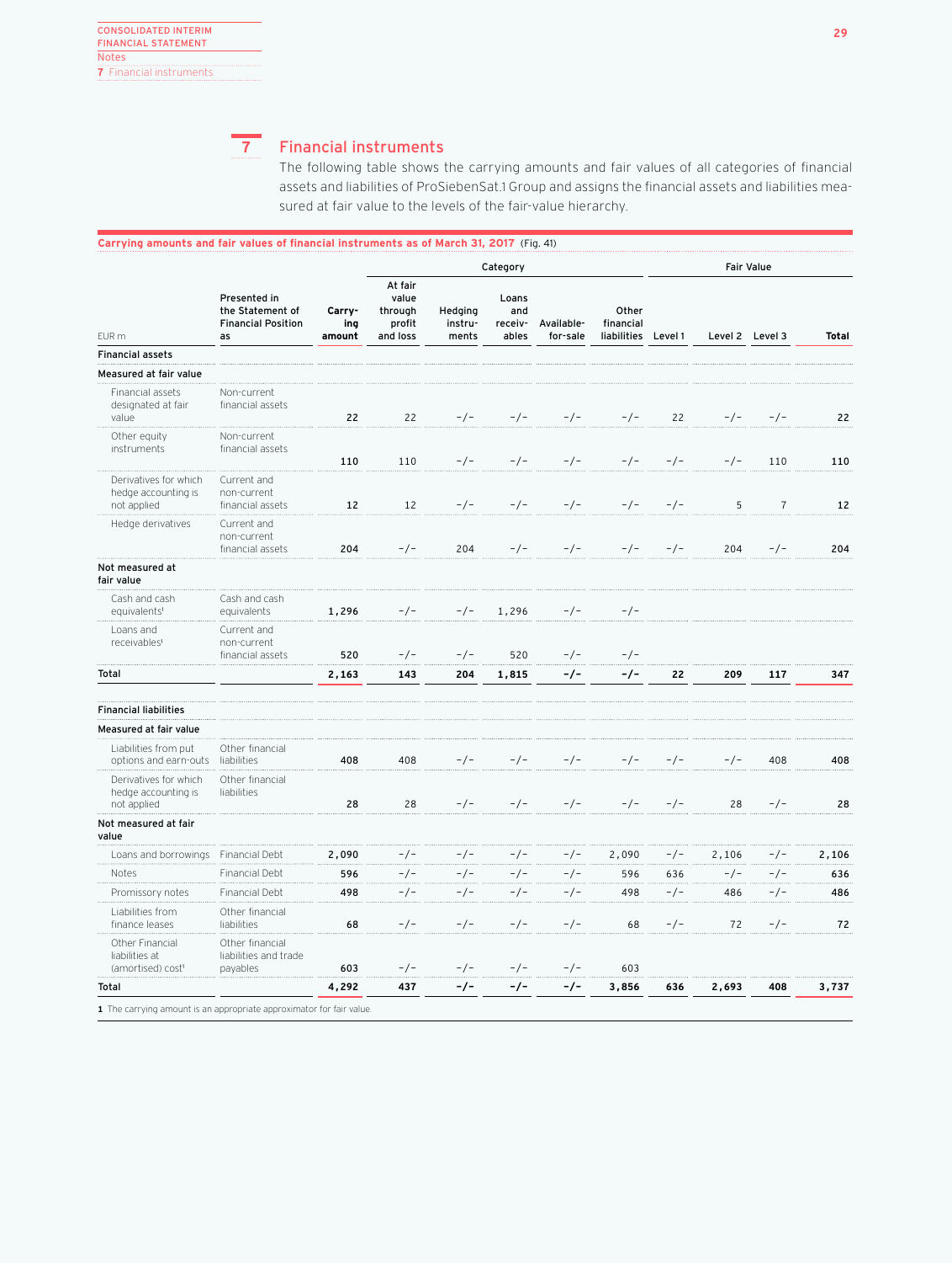## 7 Financial instruments

The following table shows the carrying amounts and fair values of all categories of financial assets and liabilities of ProSiebenSat.1 Group and assigns the financial assets and liabilities measured at fair value to the levels of the fair-value hierarchy.

**Carrying amounts and fair values of financial instruments as of March 31, 2017** (Fig. 41)

| | | | Category | | | | | | Fair Value | | | |
|---|---|---|---|---|---|---|---|---|---|---|---|---|
| EUR m | Presented in the Statement of Financial Position as | Carrying amount | At fair value through profit and loss | Hedging instruments | Loans and receivables | Available-for-sale | Other financial liabilities | Level 1 | Level 2 | Level 3 | Total |
| **Financial assets** | | | | | | | | | | | |
| **Measured at fair value** | | | | | | | | | | | |
| Financial assets designated at fair value | Non-current financial assets | 22 | 22 | -/- | -/- | -/- | -/- | 22 | -/- | -/- | 22 |
| Other equity instruments | Non-current financial assets | 110 | 110 | -/- | -/- | -/- | -/- | -/- | -/- | 110 | 110 |
| Derivatives for which hedge accounting is not applied | Current and non-current financial assets | 12 | 12 | -/- | -/- | -/- | -/- | -/- | 5 | 7 | 12 |
| Hedge derivatives | Current and non-current financial assets | 204 | -/- | 204 | -/- | -/- | -/- | -/- | 204 | -/- | 204 |
| **Not measured at fair value** | | | | | | | | | | | |
| Cash and cash equivalents[1] | Cash and cash equivalents | 1,296 | -/- | -/- | 1,296 | -/- | -/- | | | | |
| Loans and receivables[1] | Current and non-current financial assets | 520 | -/- | -/- | 520 | -/- | -/- | | | | |
| **Total** | | **2,163** | **143** | **204** | **1,815** | **-/-** | **-/-** | **22** | **209** | **117** | **347** |
| **Financial liabilities** | | | | | | | | | | | |
| **Measured at fair value** | | | | | | | | | | | |
| Liabilities from put options and earn-outs | Other financial liabilities | 408 | 408 | -/- | -/- | -/- | -/- | -/- | -/- | 408 | 408 |
| Derivatives for which hedge accounting is not applied | Other financial liabilities | 28 | 28 | -/- | -/- | -/- | -/- | -/- | 28 | -/- | 28 |
| **Not measured at fair value** | | | | | | | | | | | |
| Loans and borrowings | Financial Debt | 2,090 | -/- | -/- | -/- | -/- | 2,090 | -/- | 2,106 | -/- | 2,106 |
| Notes | Financial Debt | 596 | -/- | -/- | -/- | -/- | 596 | 636 | -/- | -/- | 636 |
| Promissory notes | Financial Debt | 498 | -/- | -/- | -/- | -/- | 498 | -/- | 486 | -/- | 486 |
| Liabilities from finance leases | Other financial liabilities | 68 | -/- | -/- | -/- | -/- | 68 | -/- | 72 | -/- | 72 |
| Other Financial liabilities at (amortised) cost[1] | Other financial liabilities and trade payables | 603 | -/- | -/- | -/- | -/- | 603 | | | | |
| **Total** | | **4,292** | **437** | **-/-** | **-/-** | **-/-** | **3,856** | **636** | **2,693** | **408** | **3,737** |

1 The carrying amount is an appropriate approximator for fair value.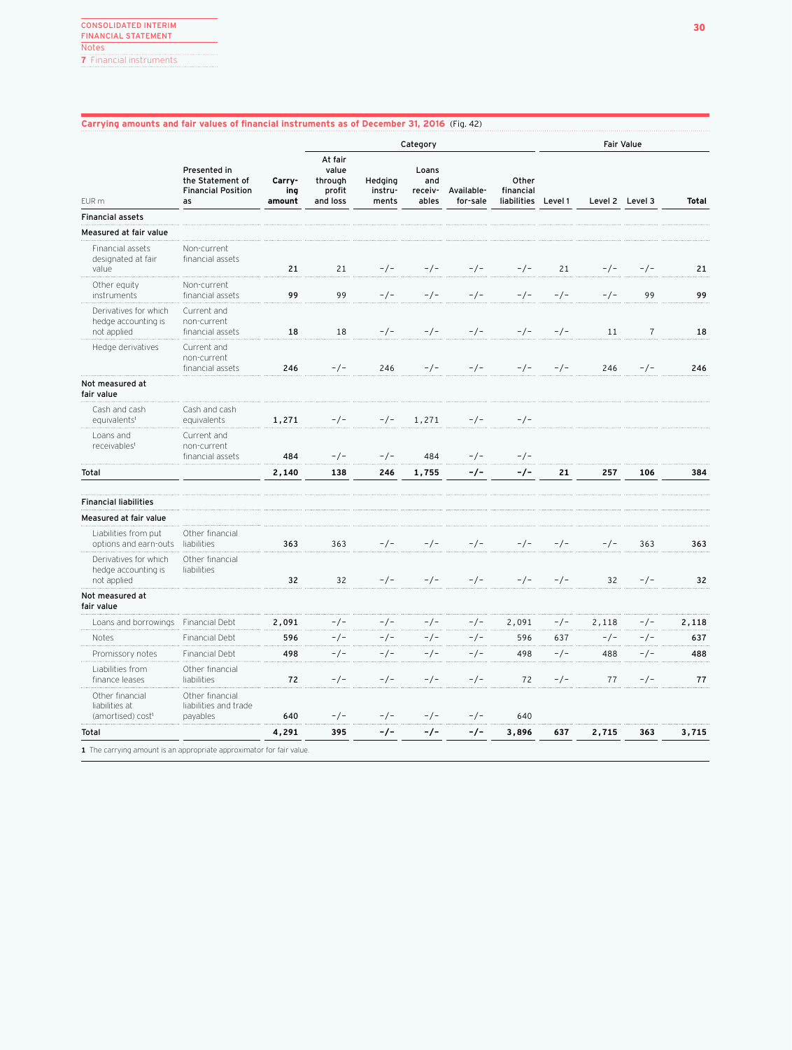**Carrying amounts and fair values of financial instruments as of December 31, 2016** (Fig. 42)

| EUR m | Presented in the Statement of Financial Position as | Carrying amount | Category | | | | | Fair Value | | | |
|---|---|---|---|---|---|---|---|---|---|---|---|
| | | | At fair value through profit and loss | Hedging instruments | Loans and receivables | Available-for-sale | Other financial liabilities | Level 1 | Level 2 | Level 3 | Total |
| **Financial assets** | | | | | | | | | | | |
| **Measured at fair value** | | | | | | | | | | | |
| Financial assets designated at fair value | Non-current financial assets | **21** | 21 | -/- | -/- | -/- | -/- | 21 | -/- | -/- | **21** |
| Other equity instruments | Non-current financial assets | **99** | 99 | -/- | -/- | -/- | -/- | -/- | -/- | 99 | **99** |
| Derivatives for which hedge accounting is not applied | Current and non-current financial assets | **18** | 18 | -/- | -/- | -/- | -/- | -/- | 11 | 7 | **18** |
| Hedge derivatives | Current and non-current financial assets | **246** | -/- | 246 | -/- | -/- | -/- | -/- | 246 | -/- | **246** |
| **Not measured at fair value** | | | | | | | | | | | |
| Cash and cash equivalents[1] | Cash and cash equivalents | **1,271** | -/- | -/- | 1,271 | -/- | -/- | | | | |
| Loans and receivables[1] | Current and non-current financial assets | **484** | -/- | -/- | 484 | -/- | -/- | | | | |
| **Total** | | **2,140** | **138** | **246** | **1,755** | **-/-** | **-/-** | **21** | **257** | **106** | **384** |
| **Financial liabilities** | | | | | | | | | | | |
| **Measured at fair value** | | | | | | | | | | | |
| Liabilities from put options and earn-outs | Other financial liabilities | **363** | 363 | -/- | -/- | -/- | -/- | -/- | -/- | 363 | **363** |
| Derivatives for which hedge accounting is not applied | Other financial liabilities | **32** | 32 | -/- | -/- | -/- | -/- | -/- | 32 | -/- | **32** |
| **Not measured at fair value** | | | | | | | | | | | |
| Loans and borrowings | Financial Debt | **2,091** | -/- | -/- | -/- | -/- | 2,091 | -/- | 2,118 | -/- | **2,118** |
| Notes | Financial Debt | **596** | -/- | -/- | -/- | -/- | 596 | 637 | -/- | -/- | **637** |
| Promissory notes | Financial Debt | **498** | -/- | -/- | -/- | -/- | 498 | -/- | 488 | -/- | **488** |
| Liabilities from finance leases | Other financial liabilities | **72** | -/- | -/- | -/- | -/- | 72 | -/- | 77 | -/- | **77** |
| Other financial liabilities at (amortised) cost[1] | Other financial liabilities and trade payables | **640** | -/- | -/- | -/- | -/- | 640 | | | | |
| **Total** | | **4,291** | **395** | **-/-** | **-/-** | **-/-** | **3,896** | **637** | **2,715** | **363** | **3,715** |

**1** The carrying amount is an appropriate approximator for fair value.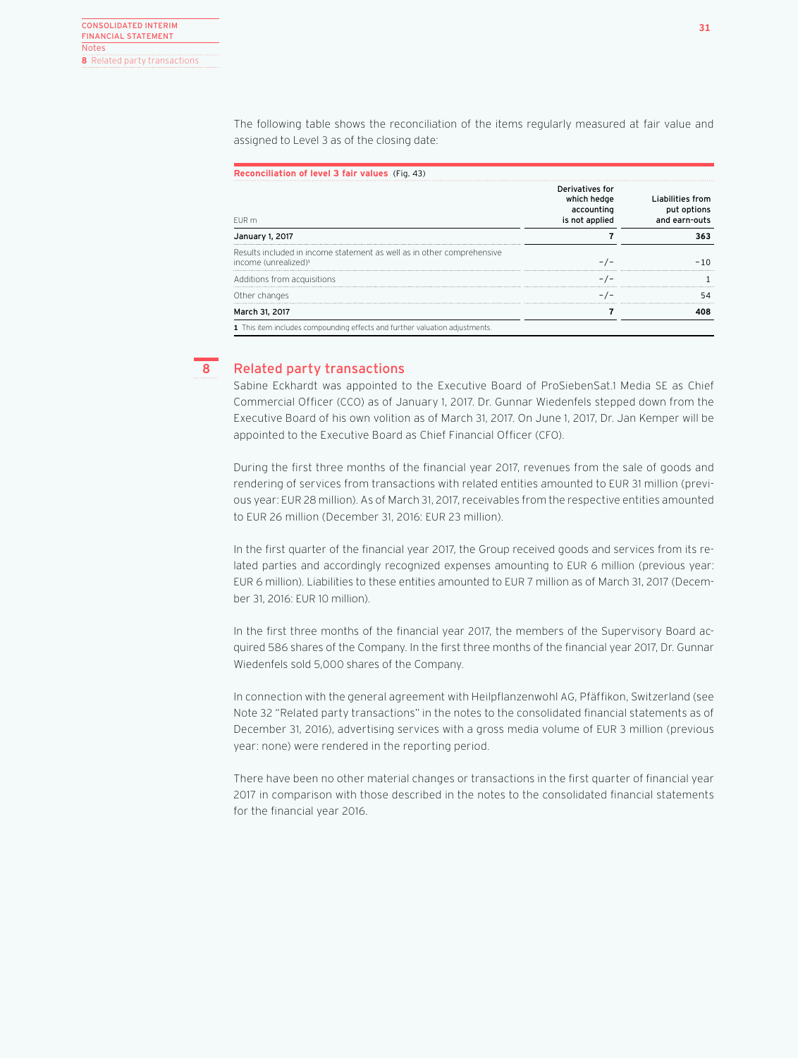The following table shows the reconciliation of the items regularly measured at fair value and assigned to Level 3 as of the closing date:

**Reconciliation of level 3 fair values** (Fig. 43)

| EUR m | Derivatives for which hedge accounting is not applied | Liabilities from put options and earn-outs |
|---|---|---|
| **January 1, 2017** | **7** | **363** |
| Results included in income statement as well as in other comprehensive income (unrealized)[1] | -/- | -10 |
| Additions from acquisitions | -/- | 1 |
| Other changes | -/- | 54 |
| **March 31, 2017** | **7** | **408** |

**1** This item includes compounding effects and further valuation adjustments.

## 8 Related party transactions

Sabine Eckhardt was appointed to the Executive Board of ProSiebenSat.1 Media SE as Chief Commercial Officer (CCO) as of January 1, 2017. Dr. Gunnar Wiedenfels stepped down from the Executive Board of his own volition as of March 31, 2017. On June 1, 2017, Dr. Jan Kemper will be appointed to the Executive Board as Chief Financial Officer (CFO).

During the first three months of the financial year 2017, revenues from the sale of goods and rendering of services from transactions with related entities amounted to EUR 31 million (previous year: EUR 28 million). As of March 31, 2017, receivables from the respective entities amounted to EUR 26 million (December 31, 2016: EUR 23 million).

In the first quarter of the financial year 2017, the Group received goods and services from its related parties and accordingly recognized expenses amounting to EUR 6 million (previous year: EUR 6 million). Liabilities to these entities amounted to EUR 7 million as of March 31, 2017 (December 31, 2016: EUR 10 million).

In the first three months of the financial year 2017, the members of the Supervisory Board acquired 586 shares of the Company. In the first three months of the financial year 2017, Dr. Gunnar Wiedenfels sold 5,000 shares of the Company.

In connection with the general agreement with Heilpflanzenwohl AG, Pfäffikon, Switzerland (see Note 32 "Related party transactions" in the notes to the consolidated financial statements as of December 31, 2016), advertising services with a gross media volume of EUR 3 million (previous year: none) were rendered in the reporting period.

There have been no other material changes or transactions in the first quarter of financial year 2017 in comparison with those described in the notes to the consolidated financial statements for the financial year 2016.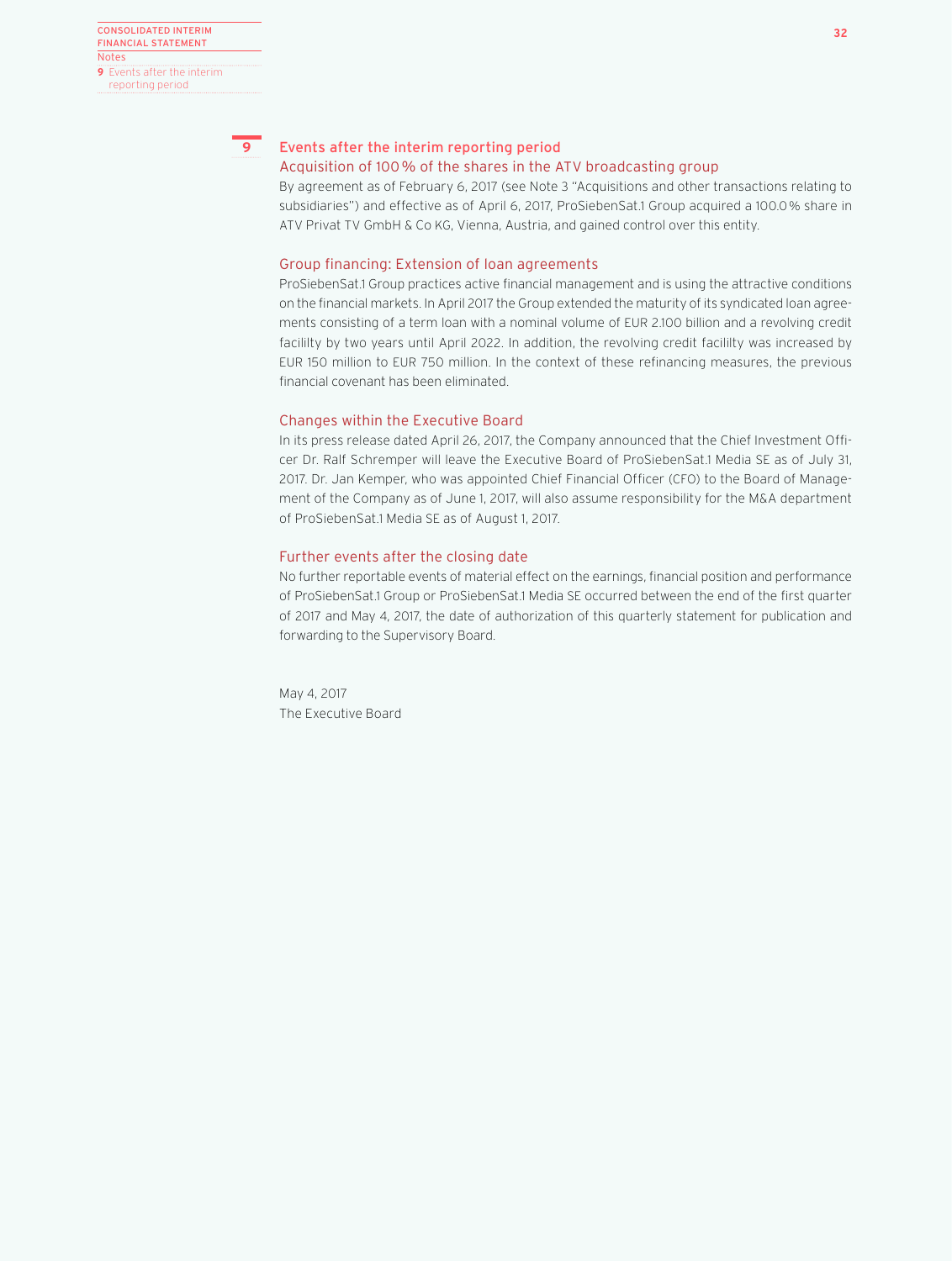## 9 Events after the interim reporting period

### Acquisition of 100 % of the shares in the ATV broadcasting group

By agreement as of February 6, 2017 (see Note 3 "Acquisitions and other transactions relating to subsidiaries") and effective as of April 6, 2017, ProSiebenSat.1 Group acquired a 100.0 % share in ATV Privat TV GmbH & Co KG, Vienna, Austria, and gained control over this entity.

### Group financing: Extension of loan agreements

ProSiebenSat.1 Group practices active financial management and is using the attractive conditions on the financial markets. In April 2017 the Group extended the maturity of its syndicated loan agreements consisting of a term loan with a nominal volume of EUR 2.100 billion and a revolving credit facililty by two years until April 2022. In addition, the revolving credit facililty was increased by EUR 150 million to EUR 750 million. In the context of these refinancing measures, the previous financial covenant has been eliminated.

### Changes within the Executive Board

In its press release dated April 26, 2017, the Company announced that the Chief Investment Officer Dr. Ralf Schremper will leave the Executive Board of ProSiebenSat.1 Media SE as of July 31, 2017. Dr. Jan Kemper, who was appointed Chief Financial Officer (CFO) to the Board of Management of the Company as of June 1, 2017, will also assume responsibility for the M&A department of ProSiebenSat.1 Media SE as of August 1, 2017.

### Further events after the closing date

No further reportable events of material effect on the earnings, financial position and performance of ProSiebenSat.1 Group or ProSiebenSat.1 Media SE occurred between the end of the first quarter of 2017 and May 4, 2017, the date of authorization of this quarterly statement for publication and forwarding to the Supervisory Board.

May 4, 2017
The Executive Board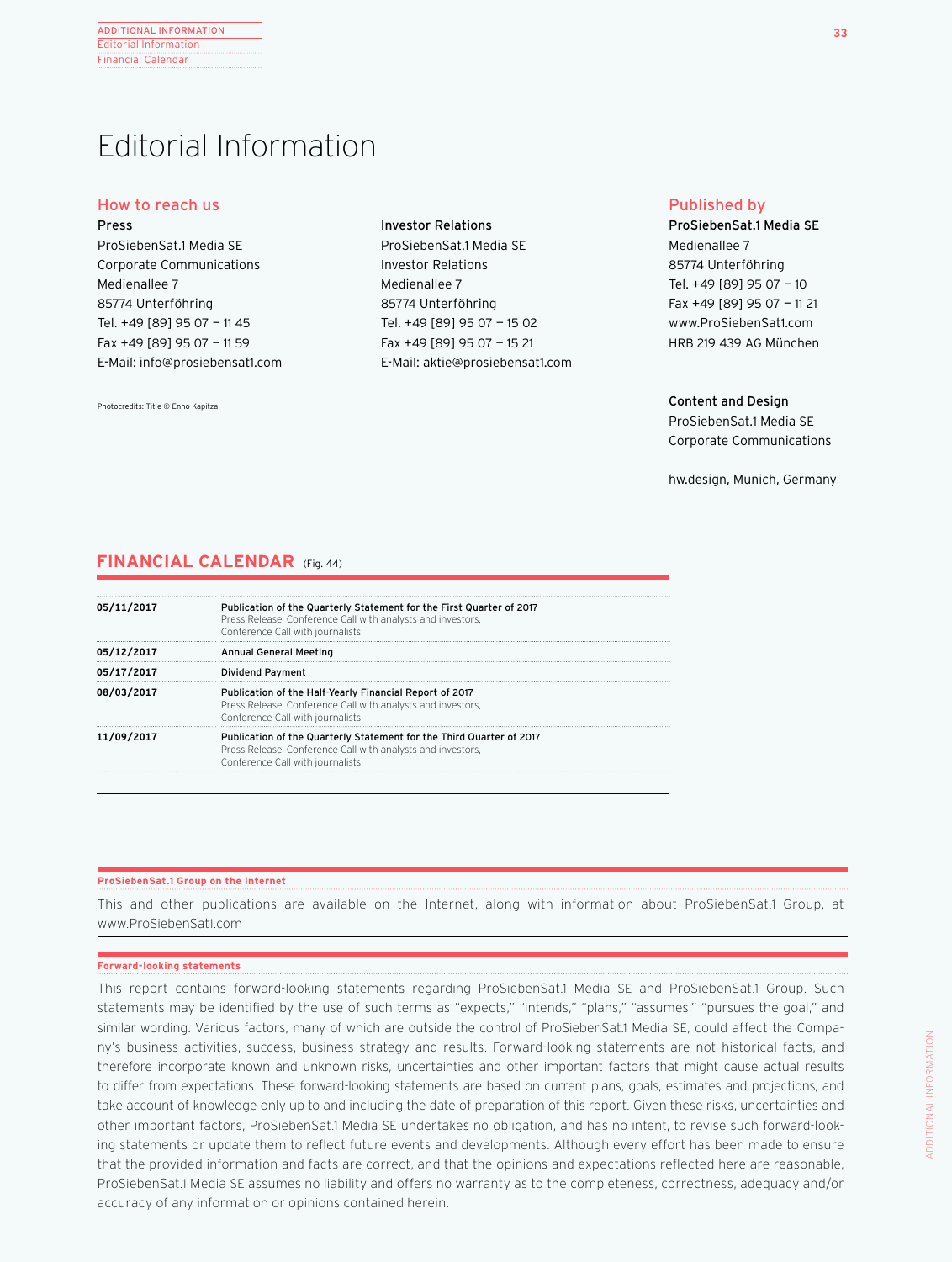# Editorial Information

## How to reach us

**Press**
ProSiebenSat.1 Media SE
Corporate Communications
Medienallee 7
85774 Unterföhring
Tel. +49 [89] 95 07 – 11 45
Fax +49 [89] 95 07 – 11 59
E-Mail: info@prosiebensat1.com

**Investor Relations**
ProSiebenSat.1 Media SE
Investor Relations
Medienallee 7
85774 Unterföhring
Tel. +49 [89] 95 07 – 15 02
Fax +49 [89] 95 07 – 15 21
E-Mail: aktie@prosiebensat1.com

Photocredits: Title © Enno Kapitza

## Published by

**ProSiebenSat.1 Media SE**
Medienallee 7
85774 Unterföhring
Tel. +49 [89] 95 07 – 10
Fax +49 [89] 95 07 – 11 21
www.ProSiebenSat1.com
HRB 219 439 AG München

**Content and Design**
ProSiebenSat.1 Media SE
Corporate Communications

hw.design, Munich, Germany

## FINANCIAL CALENDAR (Fig. 44)

| | |
|---|---|
| **05/11/2017** | Publication of the Quarterly Statement for the First Quarter of 2017<br>Press Release, Conference Call with analysts and investors,<br>Conference Call with journalists |
| **05/12/2017** | Annual General Meeting |
| **05/17/2017** | Dividend Payment |
| **08/03/2017** | Publication of the Half-Yearly Financial Report of 2017<br>Press Release, Conference Call with analysts and investors,<br>Conference Call with journalists |
| **11/09/2017** | Publication of the Quarterly Statement for the Third Quarter of 2017<br>Press Release, Conference Call with analysts and investors,<br>Conference Call with journalists |

**ProSiebenSat.1 Group on the Internet**

This and other publications are available on the Internet, along with information about ProSiebenSat.1 Group, at www.ProSiebenSat1.com

**Forward-looking statements**

This report contains forward-looking statements regarding ProSiebenSat.1 Media SE and ProSiebenSat.1 Group. Such statements may be identified by the use of such terms as "expects," "intends," "plans," "assumes," "pursues the goal," and similar wording. Various factors, many of which are outside the control of ProSiebenSat.1 Media SE, could affect the Company's business activities, success, business strategy and results. Forward-looking statements are not historical facts, and therefore incorporate known and unknown risks, uncertainties and other important factors that might cause actual results to differ from expectations. These forward-looking statements are based on current plans, goals, estimates and projections, and take account of knowledge only up to and including the date of preparation of this report. Given these risks, uncertainties and other important factors, ProSiebenSat.1 Media SE undertakes no obligation, and has no intent, to revise such forward-looking statements or update them to reflect future events and developments. Although every effort has been made to ensure that the provided information and facts are correct, and that the opinions and expectations reflected here are reasonable, ProSiebenSat.1 Media SE assumes no liability and offers no warranty as to the completeness, correctness, adequacy and/or accuracy of any information or opinions contained herein.